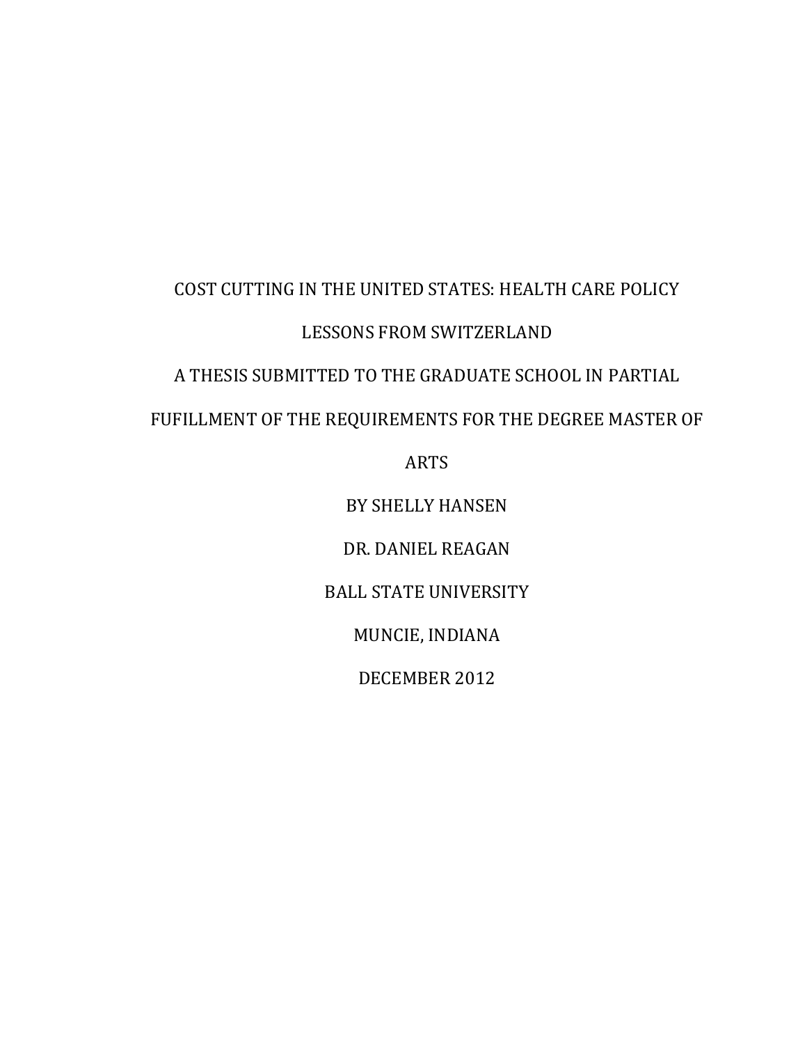# COST CUTTING IN THE UNITED STATES: HEALTH CARE POLICY LESSONS FROM SWITZERLAND

A THESIS SUBMITTED TO THE GRADUATE SCHOOL IN PARTIAL FUFILLMENT OF THE REQUIREMENTS FOR THE DEGREE MASTER OF ARTS

BY SHELLY HANSEN

DR. DANIEL REAGAN

BALL STATE UNIVERSITY

MUNCIE, INDIANA

DECEMBER 2012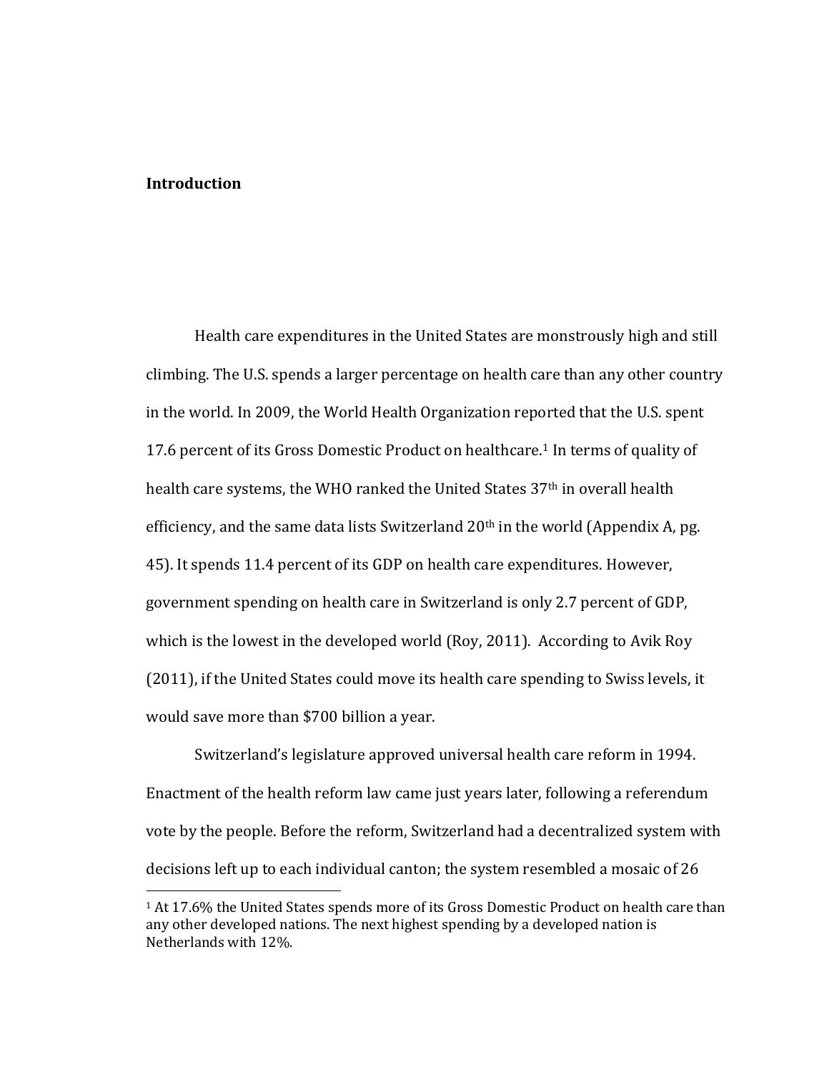## Introduction

Health care expenditures in the United States are monstrously high and still climbing. The U.S. spends a larger percentage on health care than any other country in the world. In 2009, the World Health Organization reported that the U.S. spent 17.6 percent of its Gross Domestic Product on healthcare.[1] In terms of quality of health care systems, the WHO ranked the United States 37th in overall health efficiency, and the same data lists Switzerland 20th in the world (Appendix A, pg. 45). It spends 11.4 percent of its GDP on health care expenditures. However, government spending on health care in Switzerland is only 2.7 percent of GDP, which is the lowest in the developed world (Roy, 2011). According to Avik Roy (2011), if the United States could move its health care spending to Swiss levels, it would save more than $700 billion a year.

Switzerland's legislature approved universal health care reform in 1994. Enactment of the health reform law came just years later, following a referendum vote by the people. Before the reform, Switzerland had a decentralized system with decisions left up to each individual canton; the system resembled a mosaic of 26

---

[1] At 17.6% the United States spends more of its Gross Domestic Product on health care than any other developed nations. The next highest spending by a developed nation is Netherlands with 12%.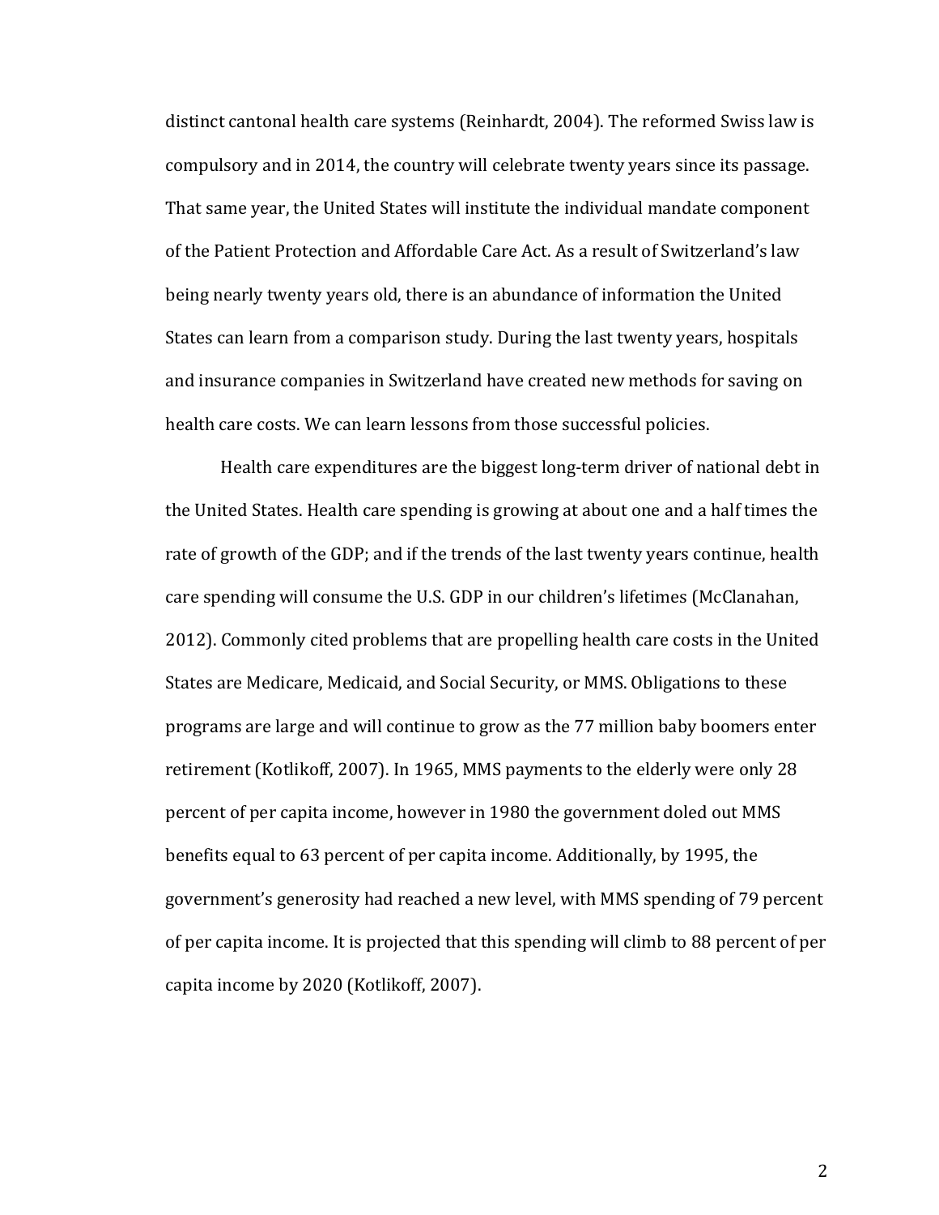distinct cantonal health care systems (Reinhardt, 2004). The reformed Swiss law is compulsory and in 2014, the country will celebrate twenty years since its passage. That same year, the United States will institute the individual mandate component of the Patient Protection and Affordable Care Act. As a result of Switzerland's law being nearly twenty years old, there is an abundance of information the United States can learn from a comparison study. During the last twenty years, hospitals and insurance companies in Switzerland have created new methods for saving on health care costs. We can learn lessons from those successful policies.

Health care expenditures are the biggest long-term driver of national debt in the United States. Health care spending is growing at about one and a half times the rate of growth of the GDP; and if the trends of the last twenty years continue, health care spending will consume the U.S. GDP in our children's lifetimes (McClanahan, 2012). Commonly cited problems that are propelling health care costs in the United States are Medicare, Medicaid, and Social Security, or MMS. Obligations to these programs are large and will continue to grow as the 77 million baby boomers enter retirement (Kotlikoff, 2007). In 1965, MMS payments to the elderly were only 28 percent of per capita income, however in 1980 the government doled out MMS benefits equal to 63 percent of per capita income. Additionally, by 1995, the government's generosity had reached a new level, with MMS spending of 79 percent of per capita income. It is projected that this spending will climb to 88 percent of per capita income by 2020 (Kotlikoff, 2007).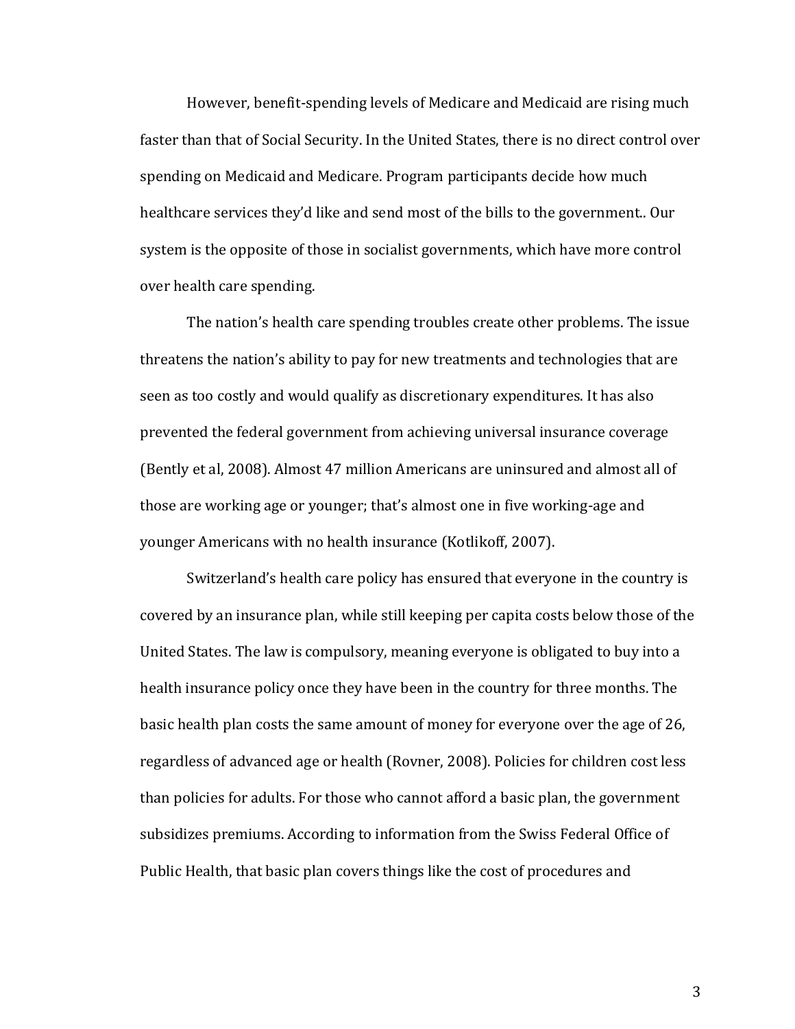However, benefit-spending levels of Medicare and Medicaid are rising much faster than that of Social Security. In the United States, there is no direct control over spending on Medicaid and Medicare. Program participants decide how much healthcare services they'd like and send most of the bills to the government.. Our system is the opposite of those in socialist governments, which have more control over health care spending.

The nation's health care spending troubles create other problems. The issue threatens the nation's ability to pay for new treatments and technologies that are seen as too costly and would qualify as discretionary expenditures. It has also prevented the federal government from achieving universal insurance coverage (Bently et al, 2008). Almost 47 million Americans are uninsured and almost all of those are working age or younger; that's almost one in five working-age and younger Americans with no health insurance (Kotlikoff, 2007).

Switzerland's health care policy has ensured that everyone in the country is covered by an insurance plan, while still keeping per capita costs below those of the United States. The law is compulsory, meaning everyone is obligated to buy into a health insurance policy once they have been in the country for three months. The basic health plan costs the same amount of money for everyone over the age of 26, regardless of advanced age or health (Rovner, 2008). Policies for children cost less than policies for adults. For those who cannot afford a basic plan, the government subsidizes premiums. According to information from the Swiss Federal Office of Public Health, that basic plan covers things like the cost of procedures and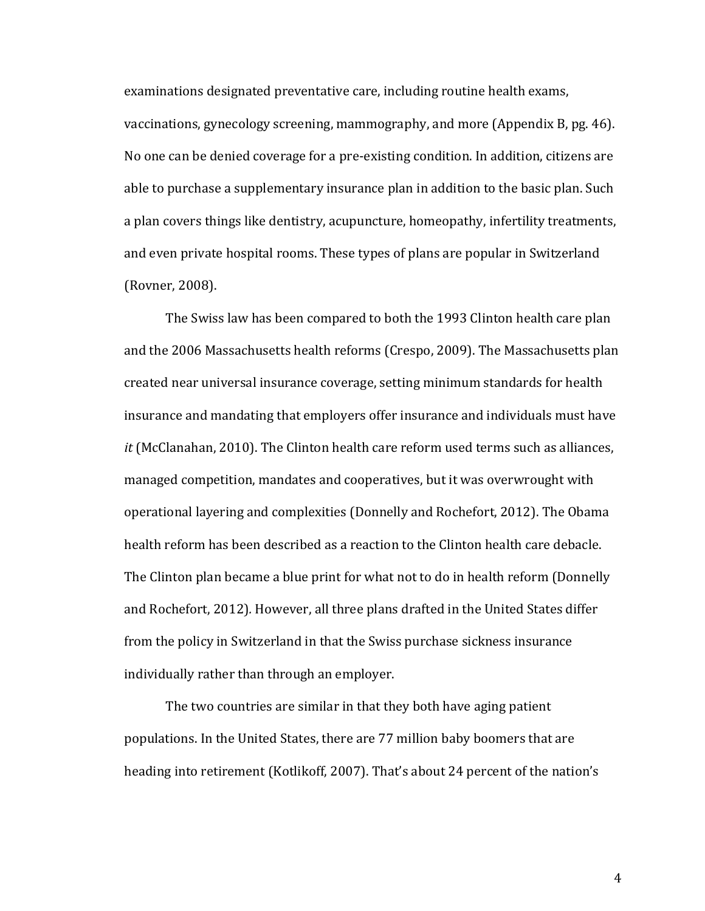examinations designated preventative care, including routine health exams, vaccinations, gynecology screening, mammography, and more (Appendix B, pg. 46). No one can be denied coverage for a pre-existing condition. In addition, citizens are able to purchase a supplementary insurance plan in addition to the basic plan. Such a plan covers things like dentistry, acupuncture, homeopathy, infertility treatments, and even private hospital rooms. These types of plans are popular in Switzerland (Rovner, 2008).

The Swiss law has been compared to both the 1993 Clinton health care plan and the 2006 Massachusetts health reforms (Crespo, 2009). The Massachusetts plan created near universal insurance coverage, setting minimum standards for health insurance and mandating that employers offer insurance and individuals must have *it* (McClanahan, 2010). The Clinton health care reform used terms such as alliances, managed competition, mandates and cooperatives, but it was overwrought with operational layering and complexities (Donnelly and Rochefort, 2012). The Obama health reform has been described as a reaction to the Clinton health care debacle. The Clinton plan became a blue print for what not to do in health reform (Donnelly and Rochefort, 2012). However, all three plans drafted in the United States differ from the policy in Switzerland in that the Swiss purchase sickness insurance individually rather than through an employer.

The two countries are similar in that they both have aging patient populations. In the United States, there are 77 million baby boomers that are heading into retirement (Kotlikoff, 2007). That's about 24 percent of the nation's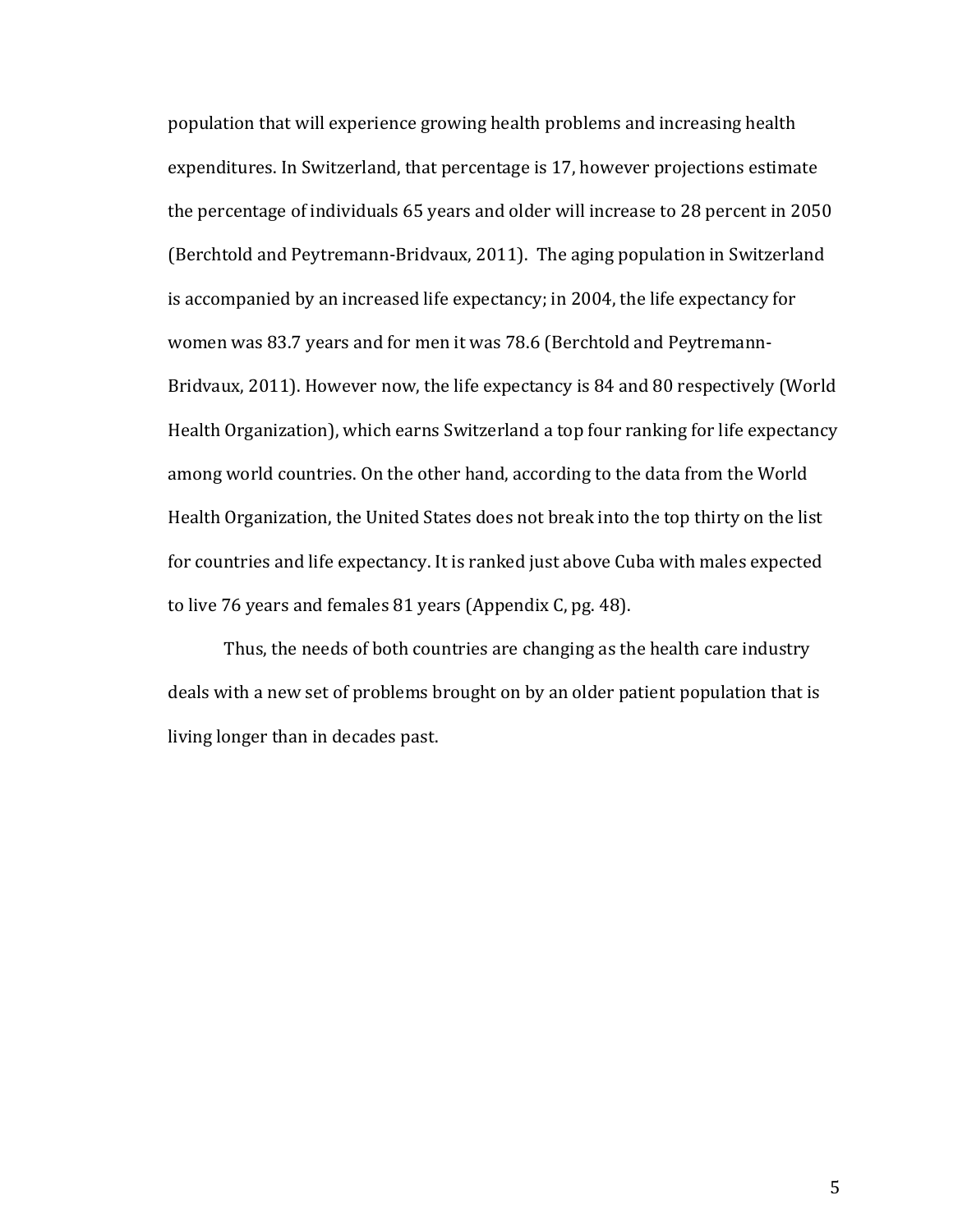population that will experience growing health problems and increasing health expenditures. In Switzerland, that percentage is 17, however projections estimate the percentage of individuals 65 years and older will increase to 28 percent in 2050 (Berchtold and Peytremann-Bridvaux, 2011). The aging population in Switzerland is accompanied by an increased life expectancy; in 2004, the life expectancy for women was 83.7 years and for men it was 78.6 (Berchtold and Peytremann-Bridvaux, 2011). However now, the life expectancy is 84 and 80 respectively (World Health Organization), which earns Switzerland a top four ranking for life expectancy among world countries. On the other hand, according to the data from the World Health Organization, the United States does not break into the top thirty on the list for countries and life expectancy. It is ranked just above Cuba with males expected to live 76 years and females 81 years (Appendix C, pg. 48).

Thus, the needs of both countries are changing as the health care industry deals with a new set of problems brought on by an older patient population that is living longer than in decades past.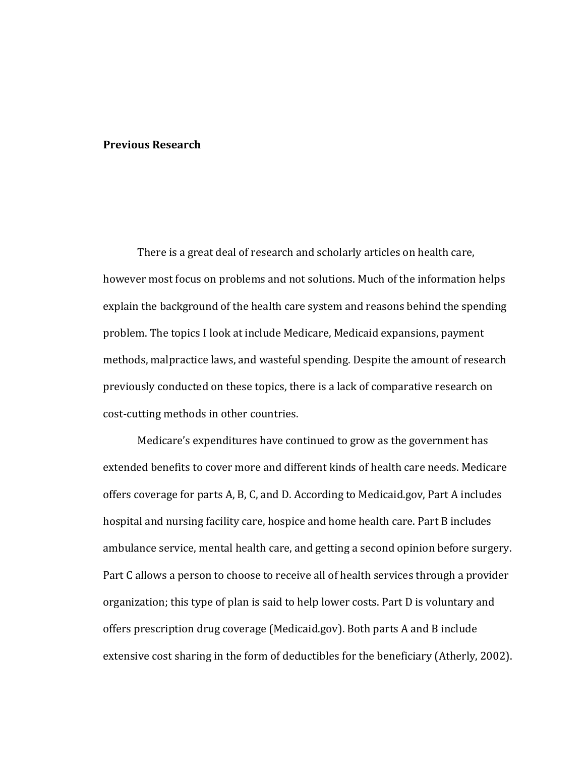**Previous Research**

There is a great deal of research and scholarly articles on health care, however most focus on problems and not solutions. Much of the information helps explain the background of the health care system and reasons behind the spending problem. The topics I look at include Medicare, Medicaid expansions, payment methods, malpractice laws, and wasteful spending. Despite the amount of research previously conducted on these topics, there is a lack of comparative research on cost-cutting methods in other countries.

Medicare's expenditures have continued to grow as the government has extended benefits to cover more and different kinds of health care needs. Medicare offers coverage for parts A, B, C, and D. According to Medicaid.gov, Part A includes hospital and nursing facility care, hospice and home health care. Part B includes ambulance service, mental health care, and getting a second opinion before surgery. Part C allows a person to choose to receive all of health services through a provider organization; this type of plan is said to help lower costs. Part D is voluntary and offers prescription drug coverage (Medicaid.gov). Both parts A and B include extensive cost sharing in the form of deductibles for the beneficiary (Atherly, 2002).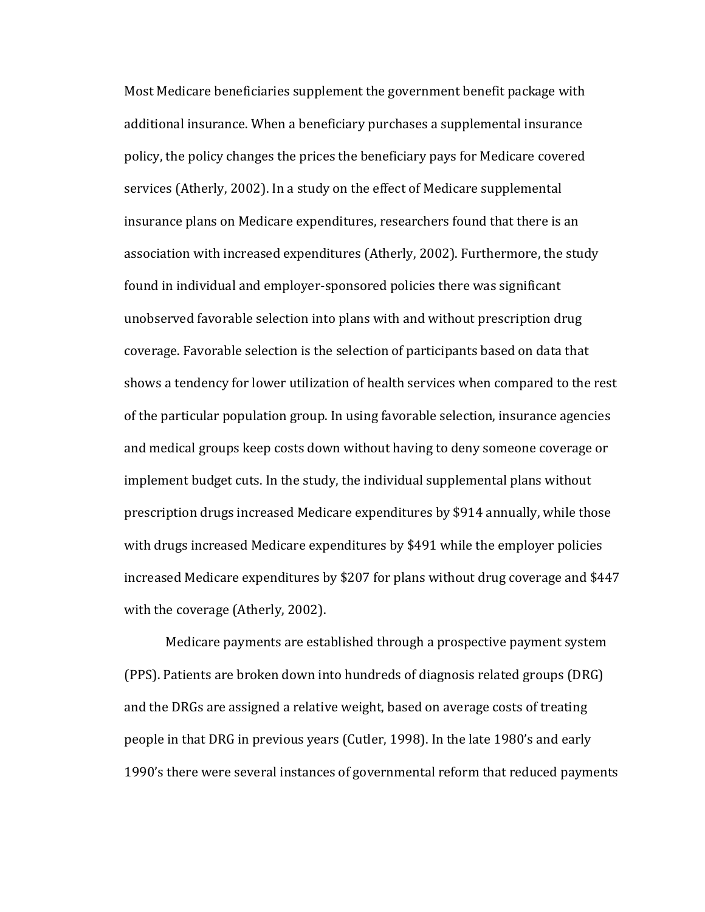Most Medicare beneficiaries supplement the government benefit package with additional insurance. When a beneficiary purchases a supplemental insurance policy, the policy changes the prices the beneficiary pays for Medicare covered services (Atherly, 2002). In a study on the effect of Medicare supplemental insurance plans on Medicare expenditures, researchers found that there is an association with increased expenditures (Atherly, 2002). Furthermore, the study found in individual and employer-sponsored policies there was significant unobserved favorable selection into plans with and without prescription drug coverage. Favorable selection is the selection of participants based on data that shows a tendency for lower utilization of health services when compared to the rest of the particular population group. In using favorable selection, insurance agencies and medical groups keep costs down without having to deny someone coverage or implement budget cuts. In the study, the individual supplemental plans without prescription drugs increased Medicare expenditures by $914 annually, while those with drugs increased Medicare expenditures by $491 while the employer policies increased Medicare expenditures by $207 for plans without drug coverage and $447 with the coverage (Atherly, 2002).

Medicare payments are established through a prospective payment system (PPS). Patients are broken down into hundreds of diagnosis related groups (DRG) and the DRGs are assigned a relative weight, based on average costs of treating people in that DRG in previous years (Cutler, 1998). In the late 1980's and early 1990's there were several instances of governmental reform that reduced payments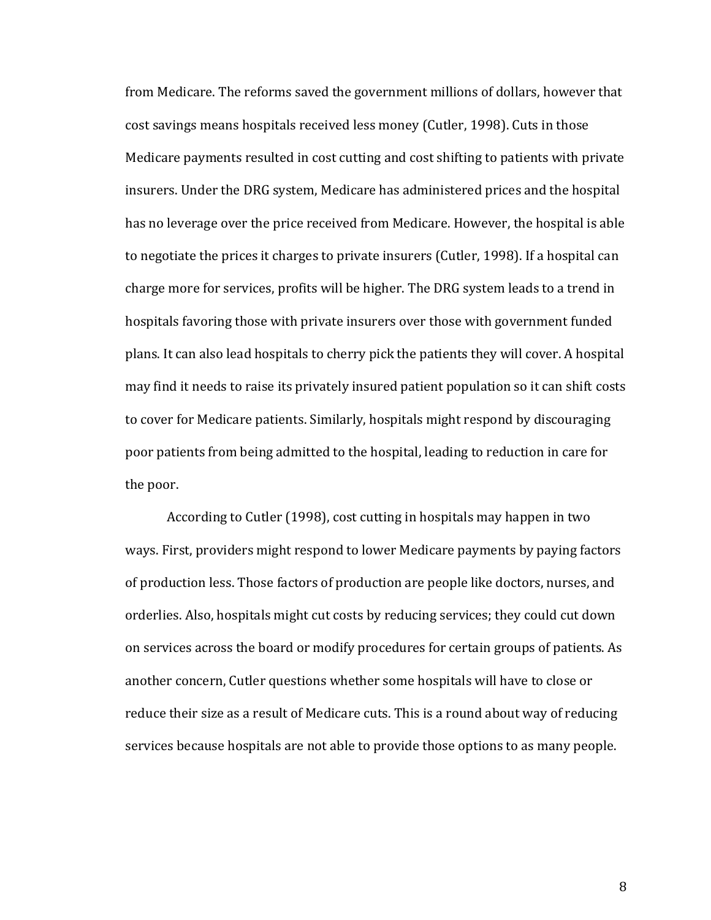from Medicare. The reforms saved the government millions of dollars, however that cost savings means hospitals received less money (Cutler, 1998). Cuts in those Medicare payments resulted in cost cutting and cost shifting to patients with private insurers. Under the DRG system, Medicare has administered prices and the hospital has no leverage over the price received from Medicare. However, the hospital is able to negotiate the prices it charges to private insurers (Cutler, 1998). If a hospital can charge more for services, profits will be higher. The DRG system leads to a trend in hospitals favoring those with private insurers over those with government funded plans. It can also lead hospitals to cherry pick the patients they will cover. A hospital may find it needs to raise its privately insured patient population so it can shift costs to cover for Medicare patients. Similarly, hospitals might respond by discouraging poor patients from being admitted to the hospital, leading to reduction in care for the poor.

According to Cutler (1998), cost cutting in hospitals may happen in two ways. First, providers might respond to lower Medicare payments by paying factors of production less. Those factors of production are people like doctors, nurses, and orderlies. Also, hospitals might cut costs by reducing services; they could cut down on services across the board or modify procedures for certain groups of patients. As another concern, Cutler questions whether some hospitals will have to close or reduce their size as a result of Medicare cuts. This is a round about way of reducing services because hospitals are not able to provide those options to as many people.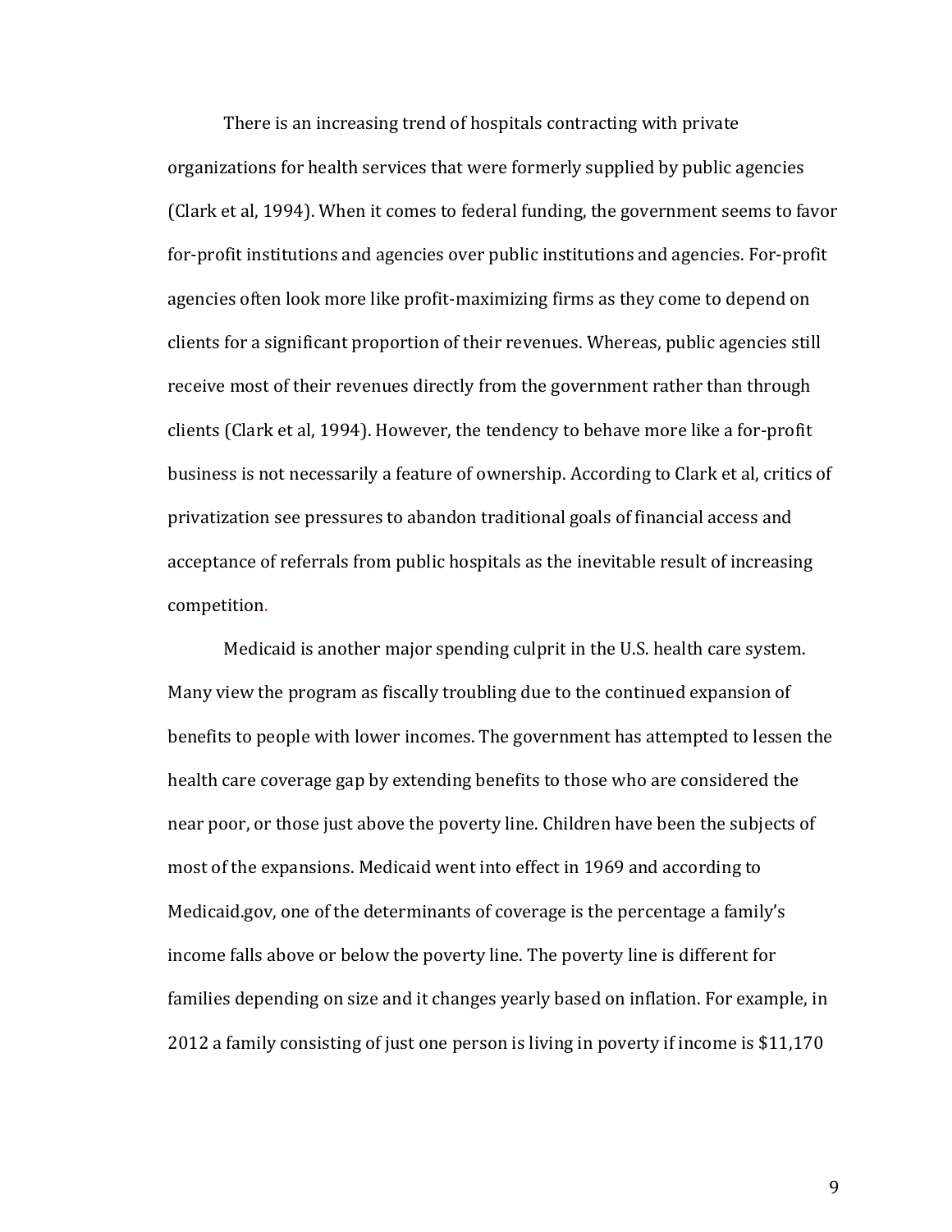There is an increasing trend of hospitals contracting with private organizations for health services that were formerly supplied by public agencies (Clark et al, 1994). When it comes to federal funding, the government seems to favor for-profit institutions and agencies over public institutions and agencies. For-profit agencies often look more like profit-maximizing firms as they come to depend on clients for a significant proportion of their revenues. Whereas, public agencies still receive most of their revenues directly from the government rather than through clients (Clark et al, 1994). However, the tendency to behave more like a for-profit business is not necessarily a feature of ownership. According to Clark et al, critics of privatization see pressures to abandon traditional goals of financial access and acceptance of referrals from public hospitals as the inevitable result of increasing competition.

Medicaid is another major spending culprit in the U.S. health care system. Many view the program as fiscally troubling due to the continued expansion of benefits to people with lower incomes. The government has attempted to lessen the health care coverage gap by extending benefits to those who are considered the near poor, or those just above the poverty line. Children have been the subjects of most of the expansions. Medicaid went into effect in 1969 and according to Medicaid.gov, one of the determinants of coverage is the percentage a family's income falls above or below the poverty line. The poverty line is different for families depending on size and it changes yearly based on inflation. For example, in 2012 a family consisting of just one person is living in poverty if income is $11,170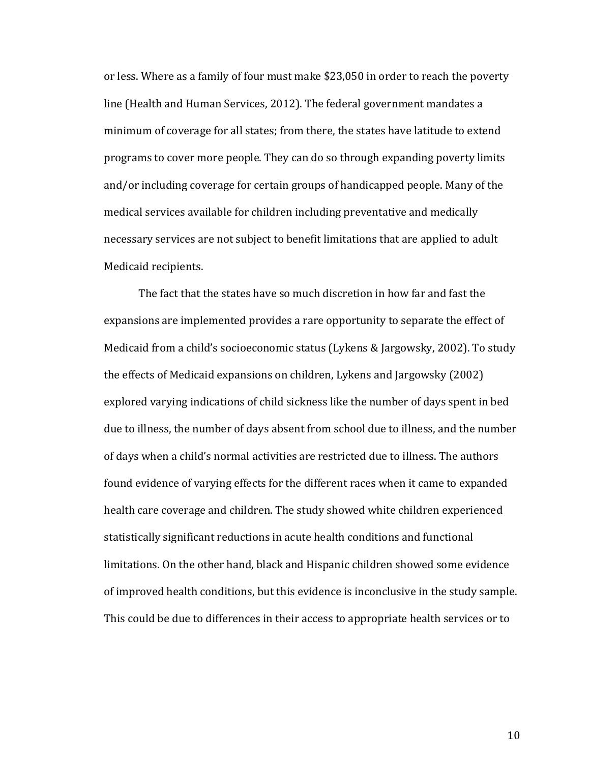or less. Where as a family of four must make $23,050 in order to reach the poverty line (Health and Human Services, 2012). The federal government mandates a minimum of coverage for all states; from there, the states have latitude to extend programs to cover more people. They can do so through expanding poverty limits and/or including coverage for certain groups of handicapped people. Many of the medical services available for children including preventative and medically necessary services are not subject to benefit limitations that are applied to adult Medicaid recipients.

The fact that the states have so much discretion in how far and fast the expansions are implemented provides a rare opportunity to separate the effect of Medicaid from a child's socioeconomic status (Lykens & Jargowsky, 2002). To study the effects of Medicaid expansions on children, Lykens and Jargowsky (2002) explored varying indications of child sickness like the number of days spent in bed due to illness, the number of days absent from school due to illness, and the number of days when a child's normal activities are restricted due to illness. The authors found evidence of varying effects for the different races when it came to expanded health care coverage and children. The study showed white children experienced statistically significant reductions in acute health conditions and functional limitations. On the other hand, black and Hispanic children showed some evidence of improved health conditions, but this evidence is inconclusive in the study sample. This could be due to differences in their access to appropriate health services or to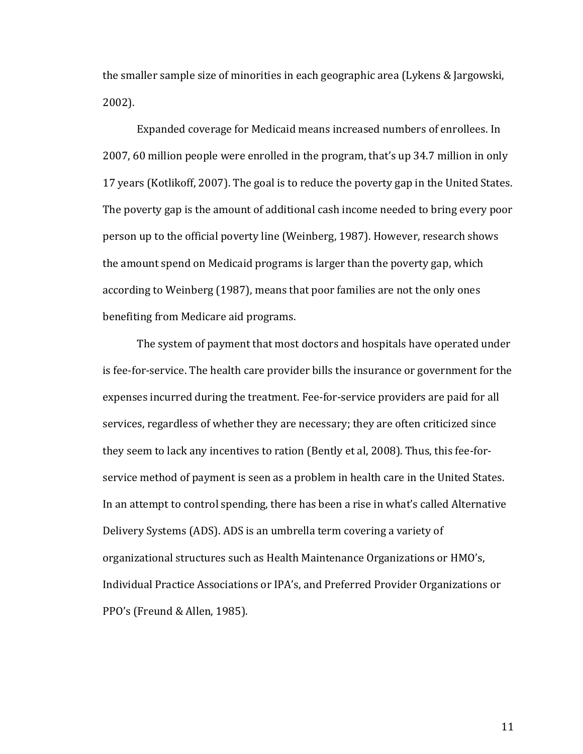the smaller sample size of minorities in each geographic area (Lykens & Jargowski, 2002).

Expanded coverage for Medicaid means increased numbers of enrollees. In 2007, 60 million people were enrolled in the program, that's up 34.7 million in only 17 years (Kotlikoff, 2007). The goal is to reduce the poverty gap in the United States. The poverty gap is the amount of additional cash income needed to bring every poor person up to the official poverty line (Weinberg, 1987). However, research shows the amount spend on Medicaid programs is larger than the poverty gap, which according to Weinberg (1987), means that poor families are not the only ones benefiting from Medicare aid programs.

The system of payment that most doctors and hospitals have operated under is fee-for-service. The health care provider bills the insurance or government for the expenses incurred during the treatment. Fee-for-service providers are paid for all services, regardless of whether they are necessary; they are often criticized since they seem to lack any incentives to ration (Bently et al, 2008). Thus, this fee-for-service method of payment is seen as a problem in health care in the United States. In an attempt to control spending, there has been a rise in what's called Alternative Delivery Systems (ADS). ADS is an umbrella term covering a variety of organizational structures such as Health Maintenance Organizations or HMO's, Individual Practice Associations or IPA's, and Preferred Provider Organizations or PPO's (Freund & Allen, 1985).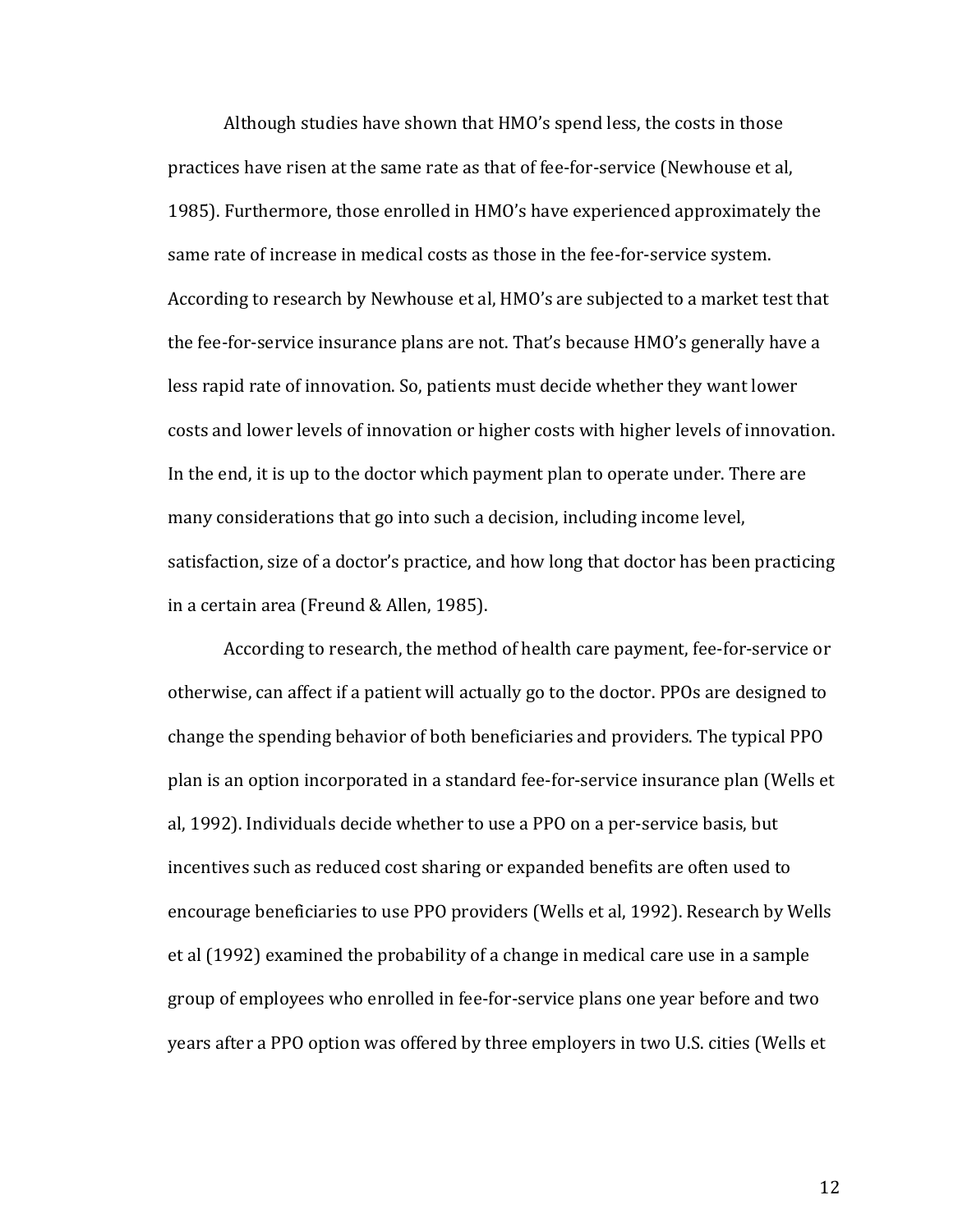Although studies have shown that HMO's spend less, the costs in those practices have risen at the same rate as that of fee-for-service (Newhouse et al, 1985). Furthermore, those enrolled in HMO's have experienced approximately the same rate of increase in medical costs as those in the fee-for-service system. According to research by Newhouse et al, HMO's are subjected to a market test that the fee-for-service insurance plans are not. That's because HMO's generally have a less rapid rate of innovation. So, patients must decide whether they want lower costs and lower levels of innovation or higher costs with higher levels of innovation. In the end, it is up to the doctor which payment plan to operate under. There are many considerations that go into such a decision, including income level, satisfaction, size of a doctor's practice, and how long that doctor has been practicing in a certain area (Freund & Allen, 1985).

According to research, the method of health care payment, fee-for-service or otherwise, can affect if a patient will actually go to the doctor. PPOs are designed to change the spending behavior of both beneficiaries and providers. The typical PPO plan is an option incorporated in a standard fee-for-service insurance plan (Wells et al, 1992). Individuals decide whether to use a PPO on a per-service basis, but incentives such as reduced cost sharing or expanded benefits are often used to encourage beneficiaries to use PPO providers (Wells et al, 1992). Research by Wells et al (1992) examined the probability of a change in medical care use in a sample group of employees who enrolled in fee-for-service plans one year before and two years after a PPO option was offered by three employers in two U.S. cities (Wells et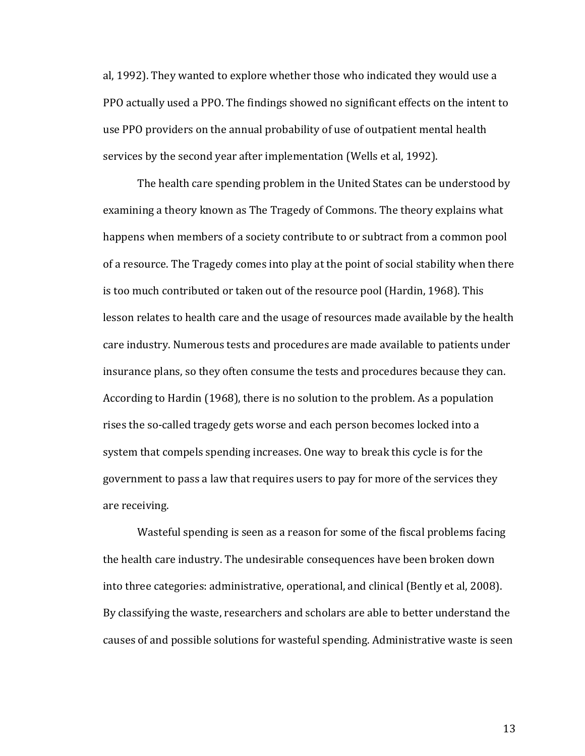al, 1992). They wanted to explore whether those who indicated they would use a PPO actually used a PPO. The findings showed no significant effects on the intent to use PPO providers on the annual probability of use of outpatient mental health services by the second year after implementation (Wells et al, 1992).

The health care spending problem in the United States can be understood by examining a theory known as The Tragedy of Commons. The theory explains what happens when members of a society contribute to or subtract from a common pool of a resource. The Tragedy comes into play at the point of social stability when there is too much contributed or taken out of the resource pool (Hardin, 1968). This lesson relates to health care and the usage of resources made available by the health care industry. Numerous tests and procedures are made available to patients under insurance plans, so they often consume the tests and procedures because they can. According to Hardin (1968), there is no solution to the problem. As a population rises the so-called tragedy gets worse and each person becomes locked into a system that compels spending increases. One way to break this cycle is for the government to pass a law that requires users to pay for more of the services they are receiving.

Wasteful spending is seen as a reason for some of the fiscal problems facing the health care industry. The undesirable consequences have been broken down into three categories: administrative, operational, and clinical (Bently et al, 2008). By classifying the waste, researchers and scholars are able to better understand the causes of and possible solutions for wasteful spending. Administrative waste is seen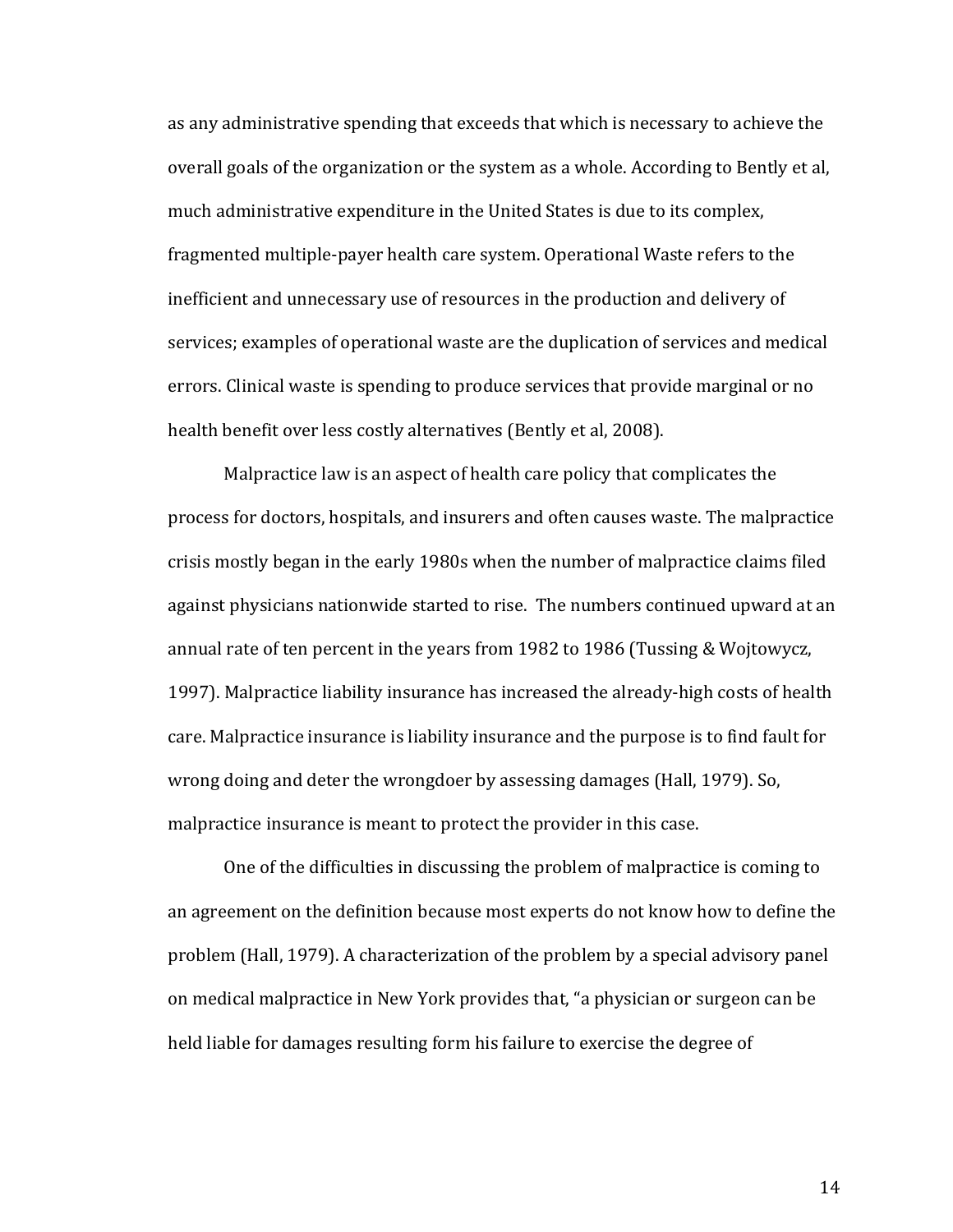as any administrative spending that exceeds that which is necessary to achieve the overall goals of the organization or the system as a whole. According to Bently et al, much administrative expenditure in the United States is due to its complex, fragmented multiple-payer health care system. Operational Waste refers to the inefficient and unnecessary use of resources in the production and delivery of services; examples of operational waste are the duplication of services and medical errors. Clinical waste is spending to produce services that provide marginal or no health benefit over less costly alternatives (Bently et al, 2008).

Malpractice law is an aspect of health care policy that complicates the process for doctors, hospitals, and insurers and often causes waste. The malpractice crisis mostly began in the early 1980s when the number of malpractice claims filed against physicians nationwide started to rise. The numbers continued upward at an annual rate of ten percent in the years from 1982 to 1986 (Tussing & Wojtowycz, 1997). Malpractice liability insurance has increased the already-high costs of health care. Malpractice insurance is liability insurance and the purpose is to find fault for wrong doing and deter the wrongdoer by assessing damages (Hall, 1979). So, malpractice insurance is meant to protect the provider in this case.

One of the difficulties in discussing the problem of malpractice is coming to an agreement on the definition because most experts do not know how to define the problem (Hall, 1979). A characterization of the problem by a special advisory panel on medical malpractice in New York provides that, "a physician or surgeon can be held liable for damages resulting form his failure to exercise the degree of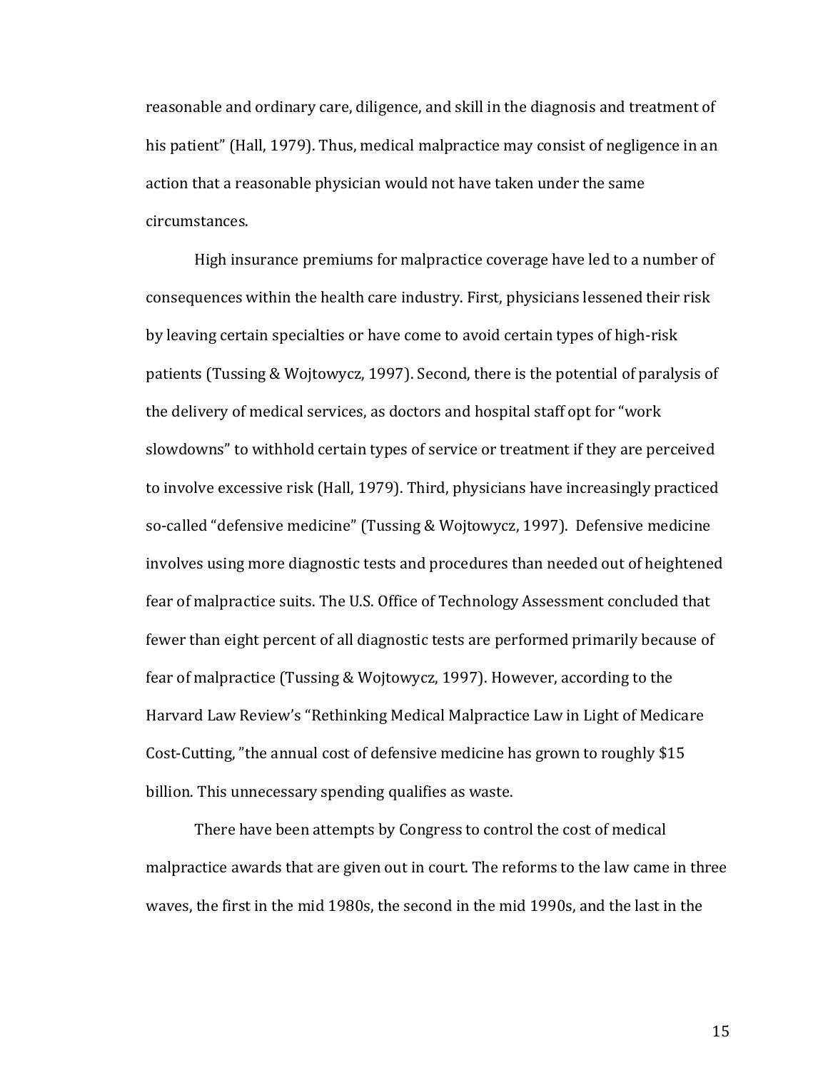reasonable and ordinary care, diligence, and skill in the diagnosis and treatment of his patient" (Hall, 1979). Thus, medical malpractice may consist of negligence in an action that a reasonable physician would not have taken under the same circumstances.

High insurance premiums for malpractice coverage have led to a number of consequences within the health care industry. First, physicians lessened their risk by leaving certain specialties or have come to avoid certain types of high-risk patients (Tussing & Wojtowycz, 1997). Second, there is the potential of paralysis of the delivery of medical services, as doctors and hospital staff opt for "work slowdowns" to withhold certain types of service or treatment if they are perceived to involve excessive risk (Hall, 1979). Third, physicians have increasingly practiced so-called "defensive medicine" (Tussing & Wojtowycz, 1997). Defensive medicine involves using more diagnostic tests and procedures than needed out of heightened fear of malpractice suits. The U.S. Office of Technology Assessment concluded that fewer than eight percent of all diagnostic tests are performed primarily because of fear of malpractice (Tussing & Wojtowycz, 1997). However, according to the Harvard Law Review's "Rethinking Medical Malpractice Law in Light of Medicare Cost-Cutting, "the annual cost of defensive medicine has grown to roughly $15 billion. This unnecessary spending qualifies as waste.

There have been attempts by Congress to control the cost of medical malpractice awards that are given out in court. The reforms to the law came in three waves, the first in the mid 1980s, the second in the mid 1990s, and the last in the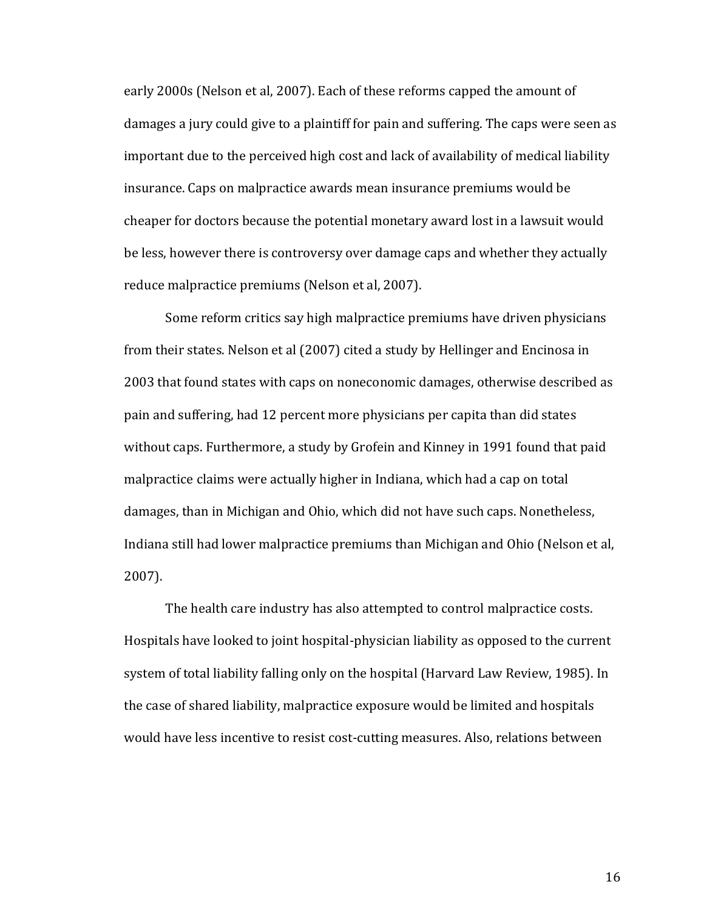early 2000s (Nelson et al, 2007). Each of these reforms capped the amount of damages a jury could give to a plaintiff for pain and suffering. The caps were seen as important due to the perceived high cost and lack of availability of medical liability insurance. Caps on malpractice awards mean insurance premiums would be cheaper for doctors because the potential monetary award lost in a lawsuit would be less, however there is controversy over damage caps and whether they actually reduce malpractice premiums (Nelson et al, 2007).

Some reform critics say high malpractice premiums have driven physicians from their states. Nelson et al (2007) cited a study by Hellinger and Encinosa in 2003 that found states with caps on noneconomic damages, otherwise described as pain and suffering, had 12 percent more physicians per capita than did states without caps. Furthermore, a study by Grofein and Kinney in 1991 found that paid malpractice claims were actually higher in Indiana, which had a cap on total damages, than in Michigan and Ohio, which did not have such caps. Nonetheless, Indiana still had lower malpractice premiums than Michigan and Ohio (Nelson et al, 2007).

The health care industry has also attempted to control malpractice costs. Hospitals have looked to joint hospital-physician liability as opposed to the current system of total liability falling only on the hospital (Harvard Law Review, 1985). In the case of shared liability, malpractice exposure would be limited and hospitals would have less incentive to resist cost-cutting measures. Also, relations between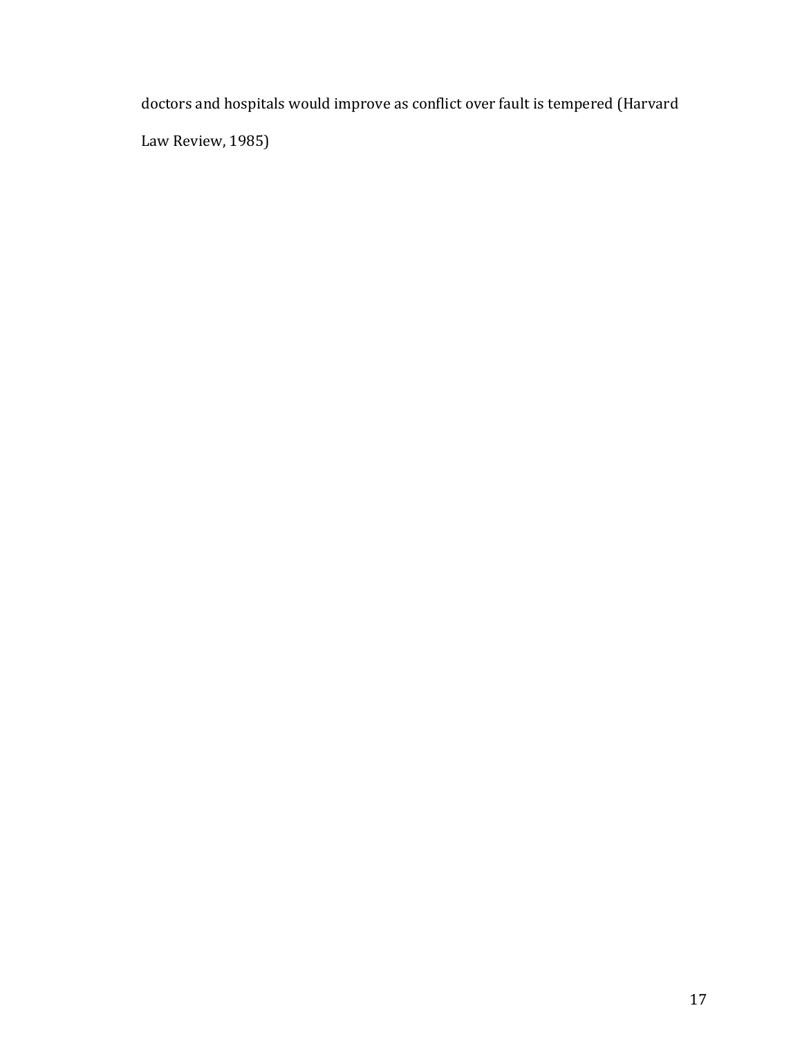doctors and hospitals would improve as conflict over fault is tempered (Harvard Law Review, 1985)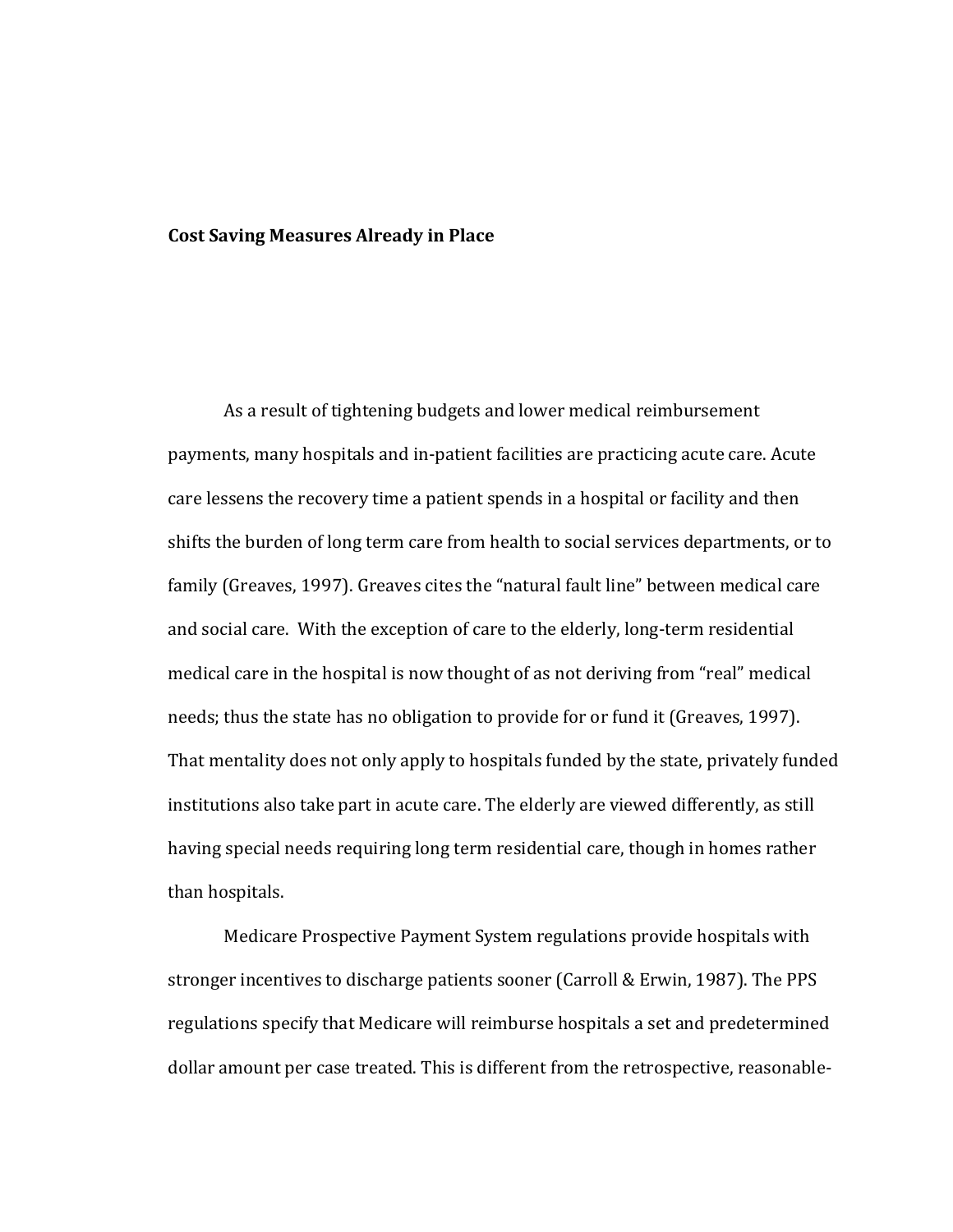**Cost Saving Measures Already in Place**

As a result of tightening budgets and lower medical reimbursement payments, many hospitals and in-patient facilities are practicing acute care. Acute care lessens the recovery time a patient spends in a hospital or facility and then shifts the burden of long term care from health to social services departments, or to family (Greaves, 1997). Greaves cites the "natural fault line" between medical care and social care. With the exception of care to the elderly, long-term residential medical care in the hospital is now thought of as not deriving from "real" medical needs; thus the state has no obligation to provide for or fund it (Greaves, 1997). That mentality does not only apply to hospitals funded by the state, privately funded institutions also take part in acute care. The elderly are viewed differently, as still having special needs requiring long term residential care, though in homes rather than hospitals.

Medicare Prospective Payment System regulations provide hospitals with stronger incentives to discharge patients sooner (Carroll & Erwin, 1987). The PPS regulations specify that Medicare will reimburse hospitals a set and predetermined dollar amount per case treated. This is different from the retrospective, reasonable-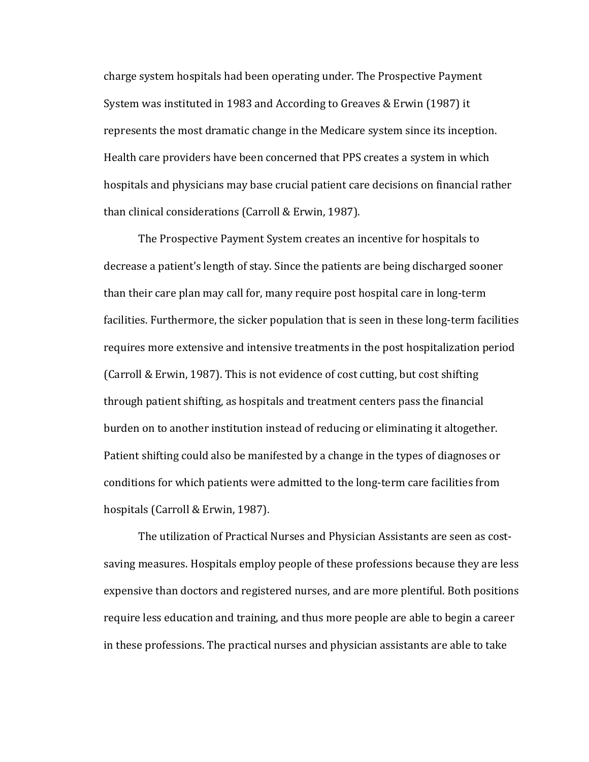charge system hospitals had been operating under. The Prospective Payment System was instituted in 1983 and According to Greaves & Erwin (1987) it represents the most dramatic change in the Medicare system since its inception. Health care providers have been concerned that PPS creates a system in which hospitals and physicians may base crucial patient care decisions on financial rather than clinical considerations (Carroll & Erwin, 1987).

The Prospective Payment System creates an incentive for hospitals to decrease a patient's length of stay. Since the patients are being discharged sooner than their care plan may call for, many require post hospital care in long-term facilities. Furthermore, the sicker population that is seen in these long-term facilities requires more extensive and intensive treatments in the post hospitalization period (Carroll & Erwin, 1987). This is not evidence of cost cutting, but cost shifting through patient shifting, as hospitals and treatment centers pass the financial burden on to another institution instead of reducing or eliminating it altogether. Patient shifting could also be manifested by a change in the types of diagnoses or conditions for which patients were admitted to the long-term care facilities from hospitals (Carroll & Erwin, 1987).

The utilization of Practical Nurses and Physician Assistants are seen as cost-saving measures. Hospitals employ people of these professions because they are less expensive than doctors and registered nurses, and are more plentiful. Both positions require less education and training, and thus more people are able to begin a career in these professions. The practical nurses and physician assistants are able to take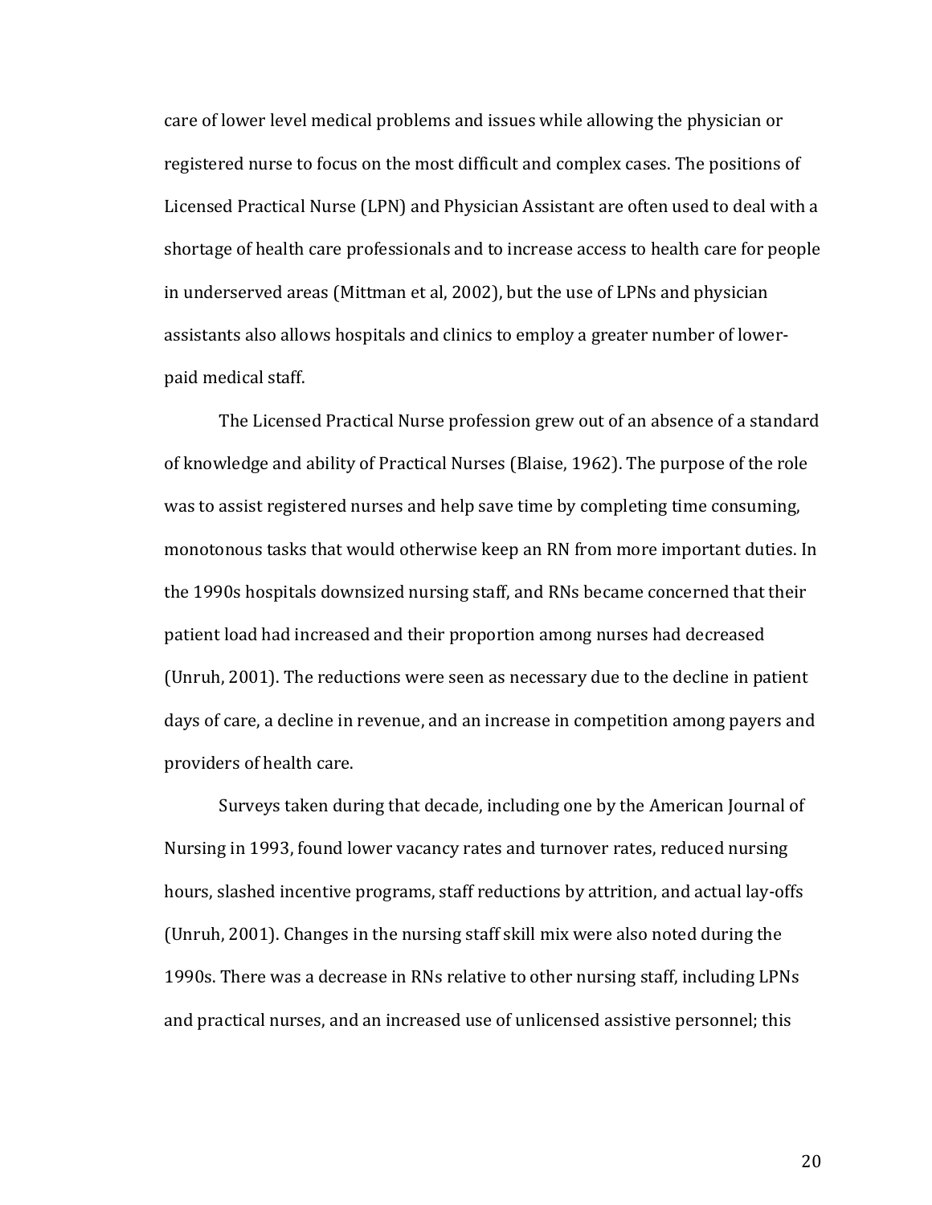care of lower level medical problems and issues while allowing the physician or registered nurse to focus on the most difficult and complex cases. The positions of Licensed Practical Nurse (LPN) and Physician Assistant are often used to deal with a shortage of health care professionals and to increase access to health care for people in underserved areas (Mittman et al, 2002), but the use of LPNs and physician assistants also allows hospitals and clinics to employ a greater number of lower-paid medical staff.

The Licensed Practical Nurse profession grew out of an absence of a standard of knowledge and ability of Practical Nurses (Blaise, 1962). The purpose of the role was to assist registered nurses and help save time by completing time consuming, monotonous tasks that would otherwise keep an RN from more important duties. In the 1990s hospitals downsized nursing staff, and RNs became concerned that their patient load had increased and their proportion among nurses had decreased (Unruh, 2001). The reductions were seen as necessary due to the decline in patient days of care, a decline in revenue, and an increase in competition among payers and providers of health care.

Surveys taken during that decade, including one by the American Journal of Nursing in 1993, found lower vacancy rates and turnover rates, reduced nursing hours, slashed incentive programs, staff reductions by attrition, and actual lay-offs (Unruh, 2001). Changes in the nursing staff skill mix were also noted during the 1990s. There was a decrease in RNs relative to other nursing staff, including LPNs and practical nurses, and an increased use of unlicensed assistive personnel; this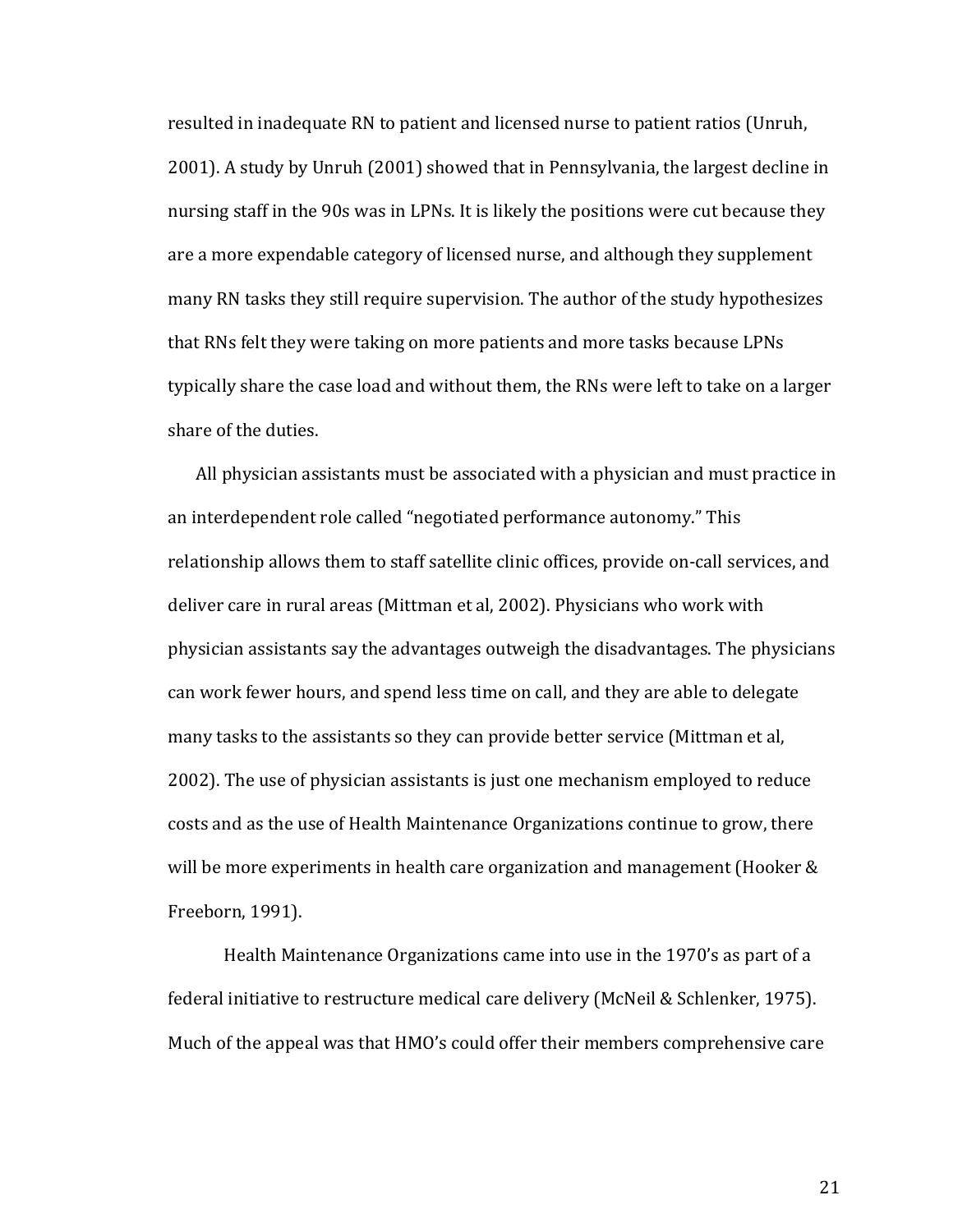resulted in inadequate RN to patient and licensed nurse to patient ratios (Unruh, 2001). A study by Unruh (2001) showed that in Pennsylvania, the largest decline in nursing staff in the 90s was in LPNs. It is likely the positions were cut because they are a more expendable category of licensed nurse, and although they supplement many RN tasks they still require supervision. The author of the study hypothesizes that RNs felt they were taking on more patients and more tasks because LPNs typically share the case load and without them, the RNs were left to take on a larger share of the duties.

All physician assistants must be associated with a physician and must practice in an interdependent role called "negotiated performance autonomy." This relationship allows them to staff satellite clinic offices, provide on-call services, and deliver care in rural areas (Mittman et al, 2002). Physicians who work with physician assistants say the advantages outweigh the disadvantages. The physicians can work fewer hours, and spend less time on call, and they are able to delegate many tasks to the assistants so they can provide better service (Mittman et al, 2002). The use of physician assistants is just one mechanism employed to reduce costs and as the use of Health Maintenance Organizations continue to grow, there will be more experiments in health care organization and management (Hooker & Freeborn, 1991).

Health Maintenance Organizations came into use in the 1970's as part of a federal initiative to restructure medical care delivery (McNeil & Schlenker, 1975). Much of the appeal was that HMO's could offer their members comprehensive care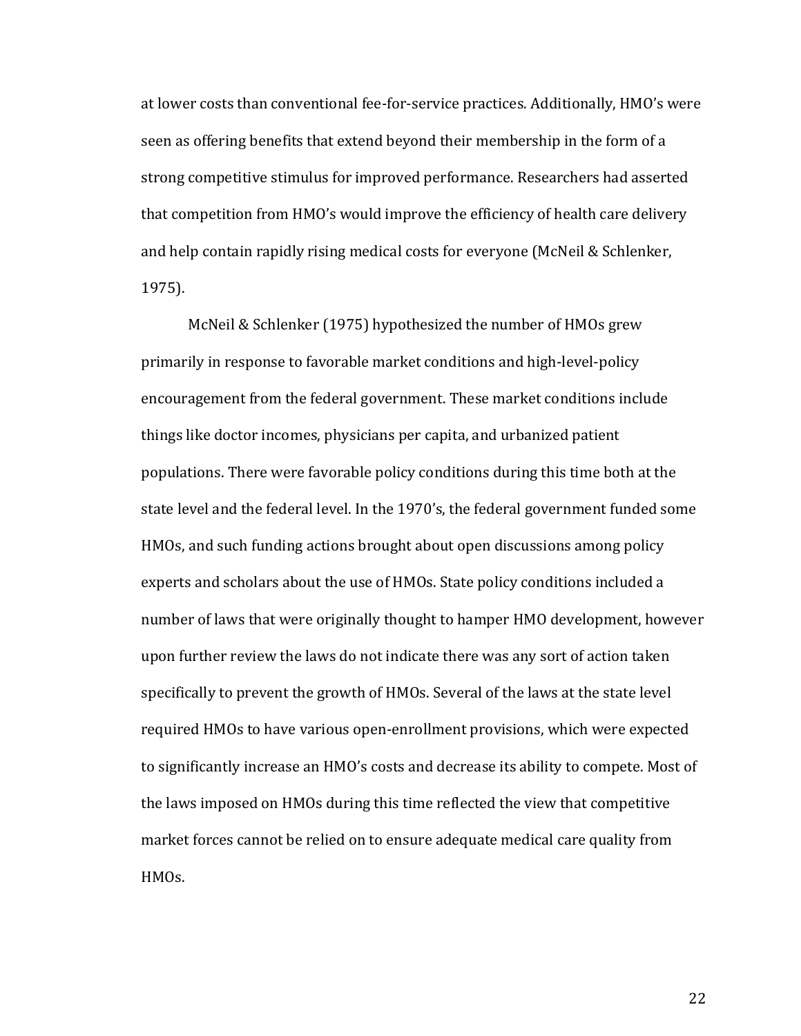at lower costs than conventional fee-for-service practices. Additionally, HMO's were seen as offering benefits that extend beyond their membership in the form of a strong competitive stimulus for improved performance. Researchers had asserted that competition from HMO's would improve the efficiency of health care delivery and help contain rapidly rising medical costs for everyone (McNeil & Schlenker, 1975).

McNeil & Schlenker (1975) hypothesized the number of HMOs grew primarily in response to favorable market conditions and high-level-policy encouragement from the federal government. These market conditions include things like doctor incomes, physicians per capita, and urbanized patient populations. There were favorable policy conditions during this time both at the state level and the federal level. In the 1970's, the federal government funded some HMOs, and such funding actions brought about open discussions among policy experts and scholars about the use of HMOs. State policy conditions included a number of laws that were originally thought to hamper HMO development, however upon further review the laws do not indicate there was any sort of action taken specifically to prevent the growth of HMOs. Several of the laws at the state level required HMOs to have various open-enrollment provisions, which were expected to significantly increase an HMO's costs and decrease its ability to compete. Most of the laws imposed on HMOs during this time reflected the view that competitive market forces cannot be relied on to ensure adequate medical care quality from HMOs.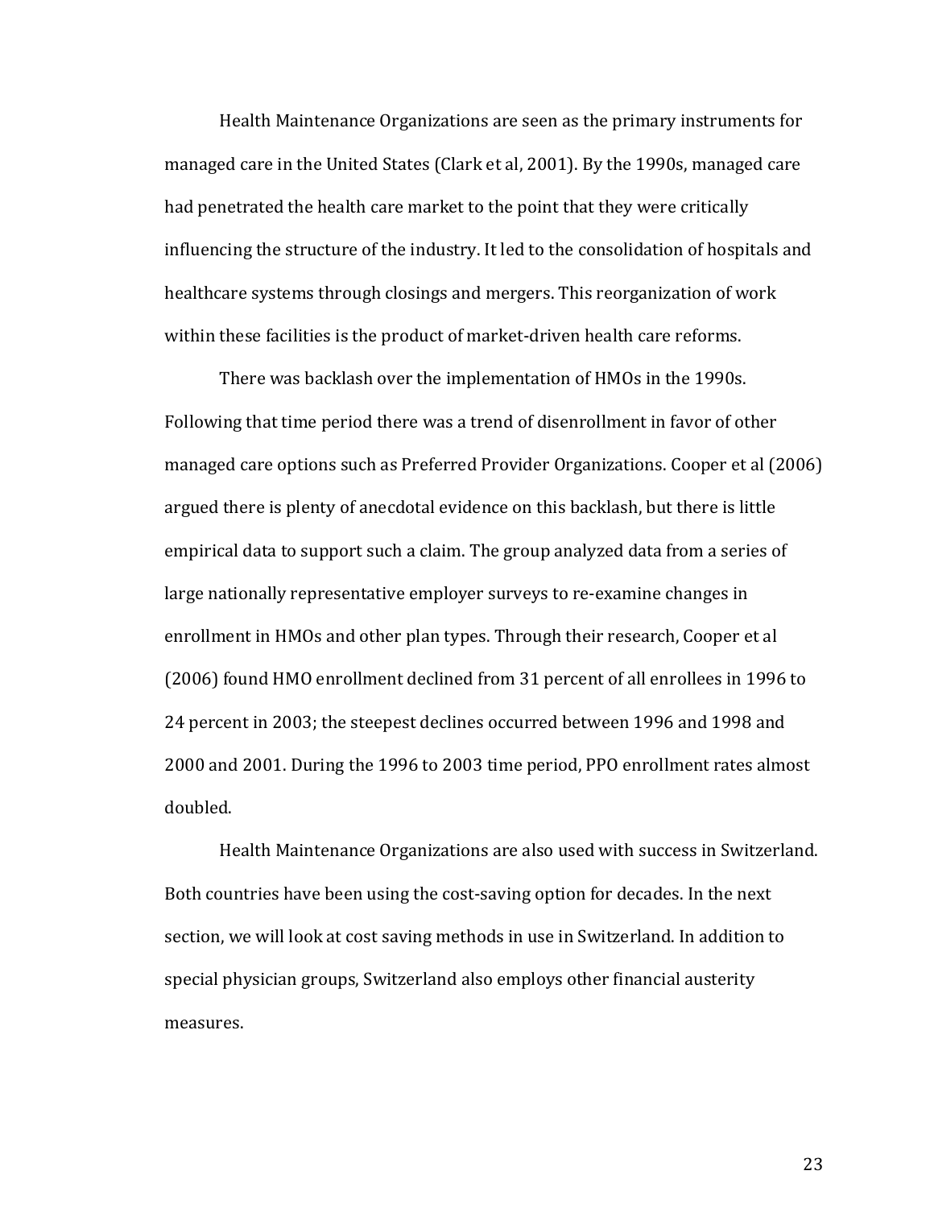Health Maintenance Organizations are seen as the primary instruments for managed care in the United States (Clark et al, 2001). By the 1990s, managed care had penetrated the health care market to the point that they were critically influencing the structure of the industry. It led to the consolidation of hospitals and healthcare systems through closings and mergers. This reorganization of work within these facilities is the product of market-driven health care reforms.

There was backlash over the implementation of HMOs in the 1990s. Following that time period there was a trend of disenrollment in favor of other managed care options such as Preferred Provider Organizations. Cooper et al (2006) argued there is plenty of anecdotal evidence on this backlash, but there is little empirical data to support such a claim. The group analyzed data from a series of large nationally representative employer surveys to re-examine changes in enrollment in HMOs and other plan types. Through their research, Cooper et al (2006) found HMO enrollment declined from 31 percent of all enrollees in 1996 to 24 percent in 2003; the steepest declines occurred between 1996 and 1998 and 2000 and 2001. During the 1996 to 2003 time period, PPO enrollment rates almost doubled.

Health Maintenance Organizations are also used with success in Switzerland. Both countries have been using the cost-saving option for decades. In the next section, we will look at cost saving methods in use in Switzerland. In addition to special physician groups, Switzerland also employs other financial austerity measures.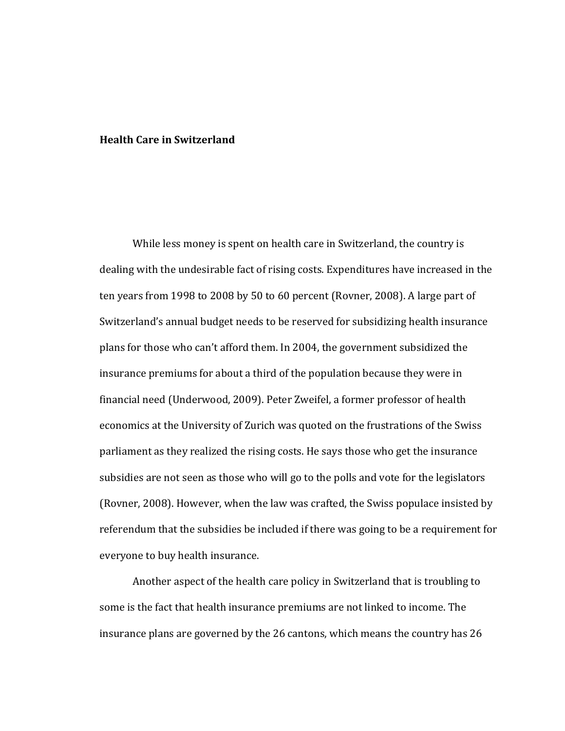**Health Care in Switzerland**

While less money is spent on health care in Switzerland, the country is dealing with the undesirable fact of rising costs. Expenditures have increased in the ten years from 1998 to 2008 by 50 to 60 percent (Rovner, 2008). A large part of Switzerland's annual budget needs to be reserved for subsidizing health insurance plans for those who can't afford them. In 2004, the government subsidized the insurance premiums for about a third of the population because they were in financial need (Underwood, 2009). Peter Zweifel, a former professor of health economics at the University of Zurich was quoted on the frustrations of the Swiss parliament as they realized the rising costs. He says those who get the insurance subsidies are not seen as those who will go to the polls and vote for the legislators (Rovner, 2008). However, when the law was crafted, the Swiss populace insisted by referendum that the subsidies be included if there was going to be a requirement for everyone to buy health insurance.

Another aspect of the health care policy in Switzerland that is troubling to some is the fact that health insurance premiums are not linked to income. The insurance plans are governed by the 26 cantons, which means the country has 26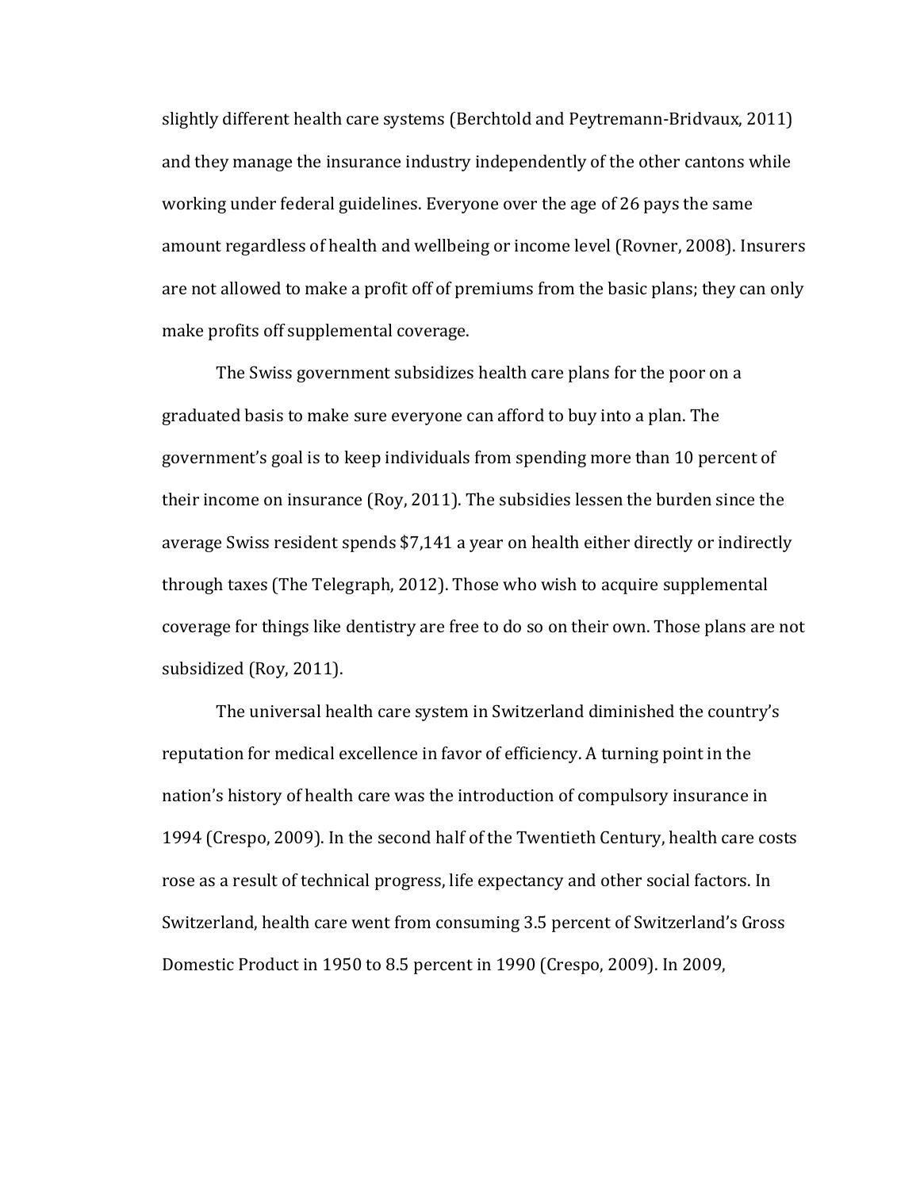slightly different health care systems (Berchtold and Peytremann-Bridvaux, 2011) and they manage the insurance industry independently of the other cantons while working under federal guidelines. Everyone over the age of 26 pays the same amount regardless of health and wellbeing or income level (Rovner, 2008). Insurers are not allowed to make a profit off of premiums from the basic plans; they can only make profits off supplemental coverage.

The Swiss government subsidizes health care plans for the poor on a graduated basis to make sure everyone can afford to buy into a plan. The government's goal is to keep individuals from spending more than 10 percent of their income on insurance (Roy, 2011). The subsidies lessen the burden since the average Swiss resident spends $7,141 a year on health either directly or indirectly through taxes (The Telegraph, 2012). Those who wish to acquire supplemental coverage for things like dentistry are free to do so on their own. Those plans are not subsidized (Roy, 2011).

The universal health care system in Switzerland diminished the country's reputation for medical excellence in favor of efficiency. A turning point in the nation's history of health care was the introduction of compulsory insurance in 1994 (Crespo, 2009). In the second half of the Twentieth Century, health care costs rose as a result of technical progress, life expectancy and other social factors. In Switzerland, health care went from consuming 3.5 percent of Switzerland's Gross Domestic Product in 1950 to 8.5 percent in 1990 (Crespo, 2009). In 2009,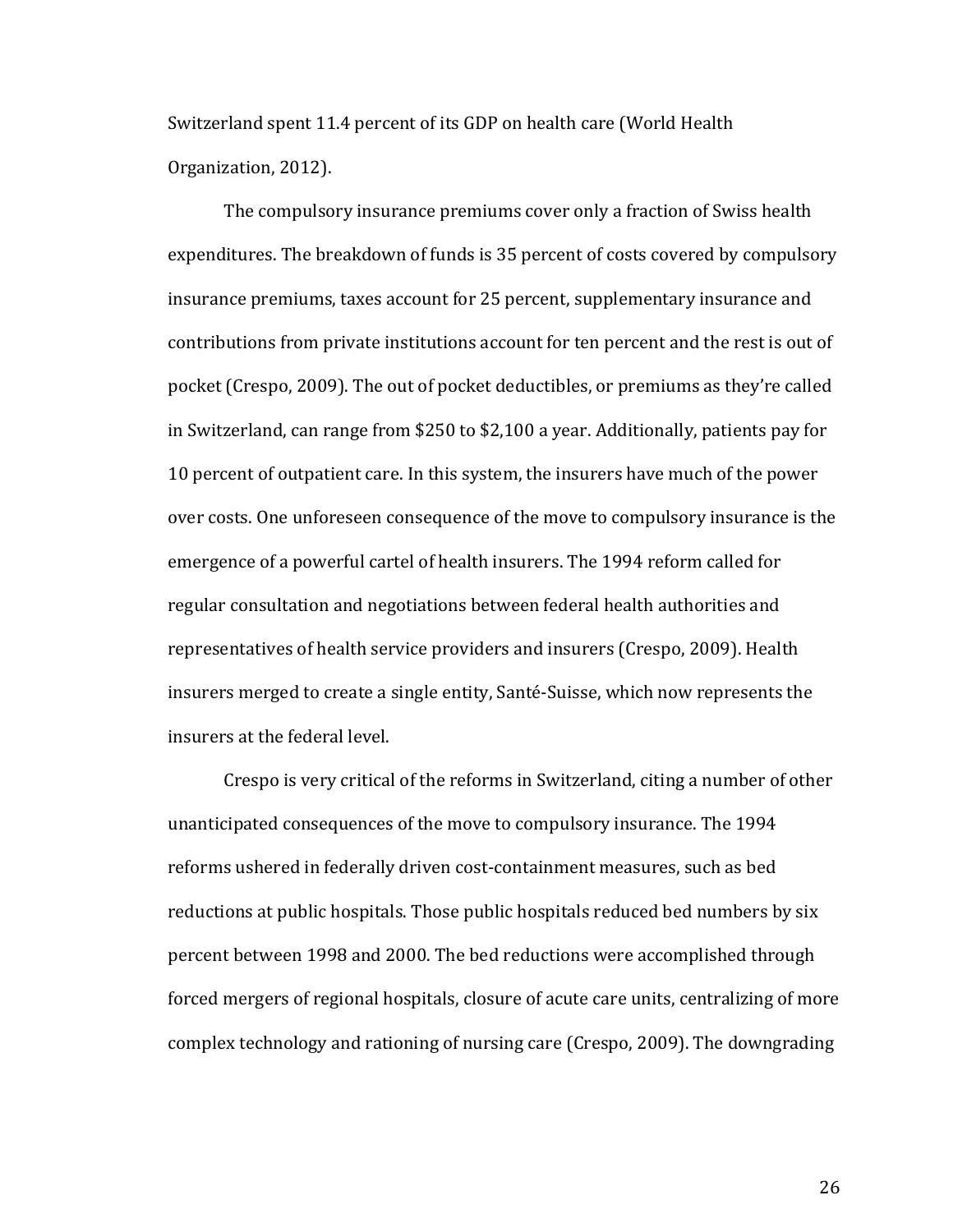Switzerland spent 11.4 percent of its GDP on health care (World Health Organization, 2012).

The compulsory insurance premiums cover only a fraction of Swiss health expenditures. The breakdown of funds is 35 percent of costs covered by compulsory insurance premiums, taxes account for 25 percent, supplementary insurance and contributions from private institutions account for ten percent and the rest is out of pocket (Crespo, 2009). The out of pocket deductibles, or premiums as they're called in Switzerland, can range from $250 to $2,100 a year. Additionally, patients pay for 10 percent of outpatient care. In this system, the insurers have much of the power over costs. One unforeseen consequence of the move to compulsory insurance is the emergence of a powerful cartel of health insurers. The 1994 reform called for regular consultation and negotiations between federal health authorities and representatives of health service providers and insurers (Crespo, 2009). Health insurers merged to create a single entity, Santé-Suisse, which now represents the insurers at the federal level.

Crespo is very critical of the reforms in Switzerland, citing a number of other unanticipated consequences of the move to compulsory insurance. The 1994 reforms ushered in federally driven cost-containment measures, such as bed reductions at public hospitals. Those public hospitals reduced bed numbers by six percent between 1998 and 2000. The bed reductions were accomplished through forced mergers of regional hospitals, closure of acute care units, centralizing of more complex technology and rationing of nursing care (Crespo, 2009). The downgrading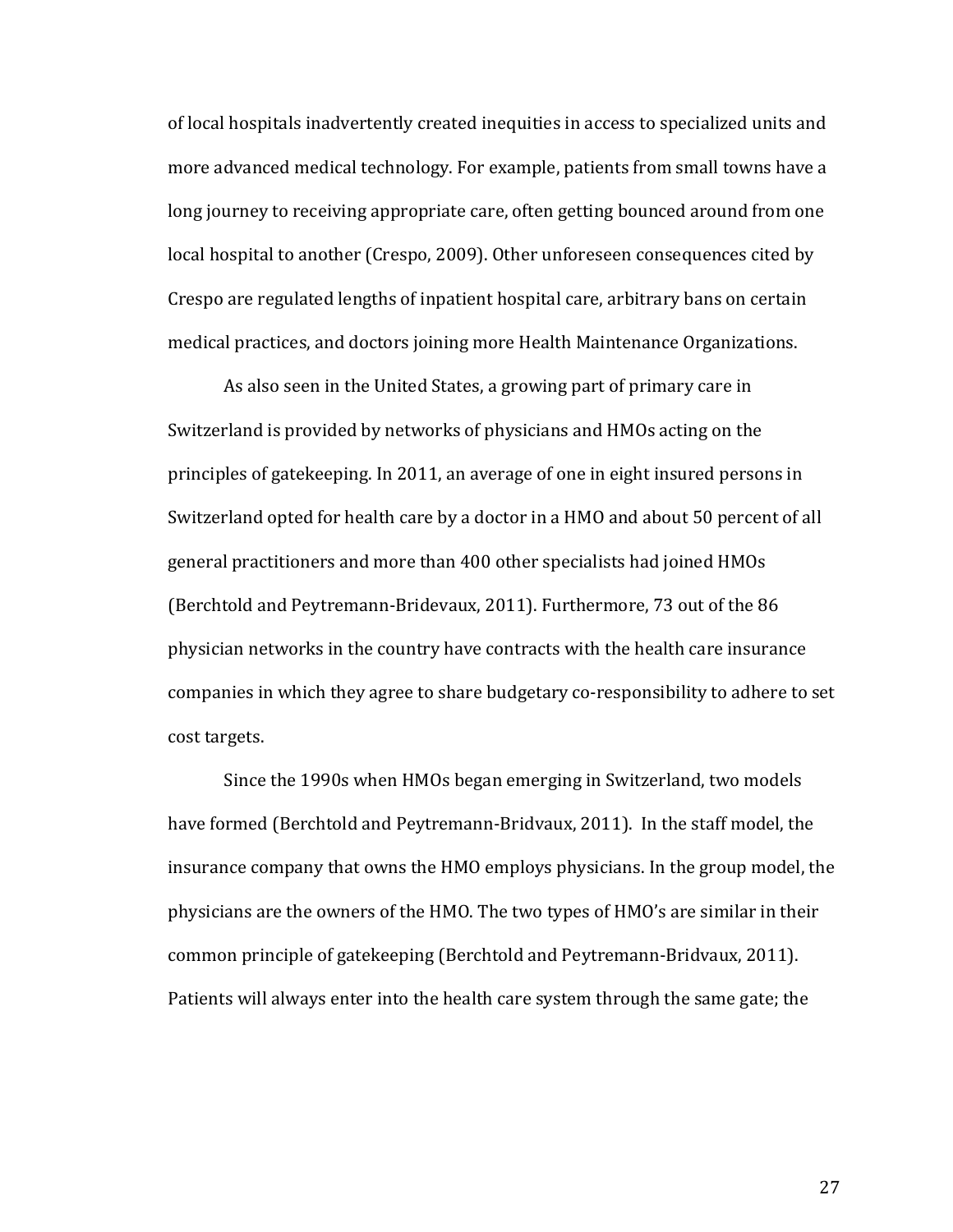of local hospitals inadvertently created inequities in access to specialized units and more advanced medical technology. For example, patients from small towns have a long journey to receiving appropriate care, often getting bounced around from one local hospital to another (Crespo, 2009). Other unforeseen consequences cited by Crespo are regulated lengths of inpatient hospital care, arbitrary bans on certain medical practices, and doctors joining more Health Maintenance Organizations.

As also seen in the United States, a growing part of primary care in Switzerland is provided by networks of physicians and HMOs acting on the principles of gatekeeping. In 2011, an average of one in eight insured persons in Switzerland opted for health care by a doctor in a HMO and about 50 percent of all general practitioners and more than 400 other specialists had joined HMOs (Berchtold and Peytremann-Bridevaux, 2011). Furthermore, 73 out of the 86 physician networks in the country have contracts with the health care insurance companies in which they agree to share budgetary co-responsibility to adhere to set cost targets.

Since the 1990s when HMOs began emerging in Switzerland, two models have formed (Berchtold and Peytremann-Bridvaux, 2011). In the staff model, the insurance company that owns the HMO employs physicians. In the group model, the physicians are the owners of the HMO. The two types of HMO's are similar in their common principle of gatekeeping (Berchtold and Peytremann-Bridvaux, 2011). Patients will always enter into the health care system through the same gate; the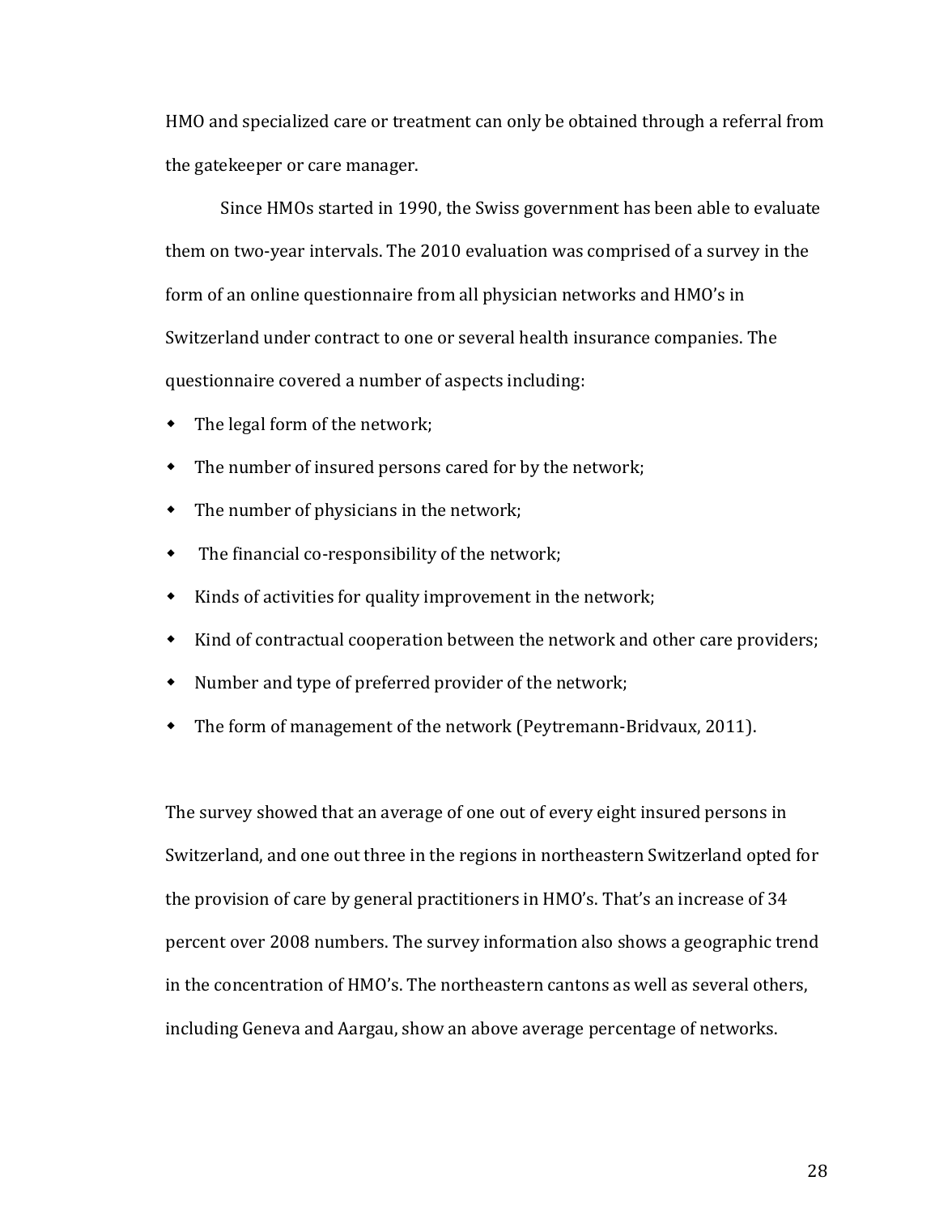HMO and specialized care or treatment can only be obtained through a referral from the gatekeeper or care manager.

Since HMOs started in 1990, the Swiss government has been able to evaluate them on two-year intervals. The 2010 evaluation was comprised of a survey in the form of an online questionnaire from all physician networks and HMO's in Switzerland under contract to one or several health insurance companies. The questionnaire covered a number of aspects including:

- The legal form of the network;
- The number of insured persons cared for by the network;
- The number of physicians in the network;
- The financial co-responsibility of the network;
- Kinds of activities for quality improvement in the network;
- Kind of contractual cooperation between the network and other care providers;
- Number and type of preferred provider of the network;
- The form of management of the network (Peytremann-Bridvaux, 2011).

The survey showed that an average of one out of every eight insured persons in Switzerland, and one out three in the regions in northeastern Switzerland opted for the provision of care by general practitioners in HMO's. That's an increase of 34 percent over 2008 numbers. The survey information also shows a geographic trend in the concentration of HMO's. The northeastern cantons as well as several others, including Geneva and Aargau, show an above average percentage of networks.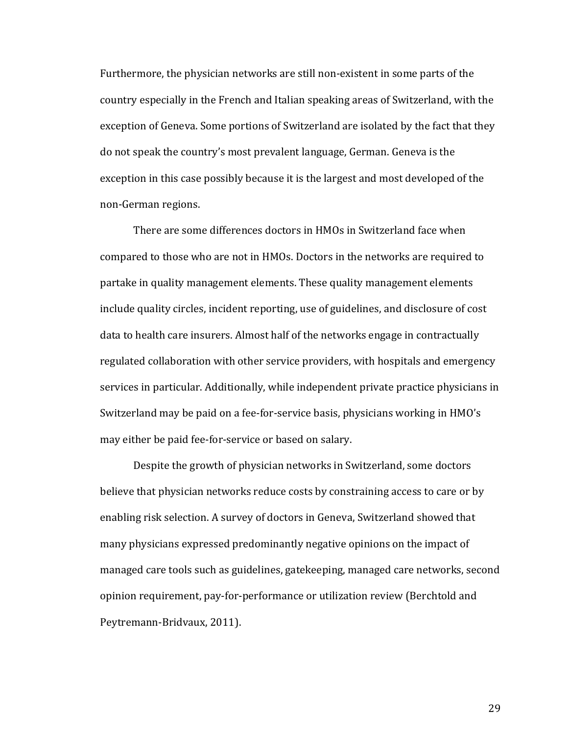Furthermore, the physician networks are still non-existent in some parts of the country especially in the French and Italian speaking areas of Switzerland, with the exception of Geneva. Some portions of Switzerland are isolated by the fact that they do not speak the country's most prevalent language, German. Geneva is the exception in this case possibly because it is the largest and most developed of the non-German regions.

There are some differences doctors in HMOs in Switzerland face when compared to those who are not in HMOs. Doctors in the networks are required to partake in quality management elements. These quality management elements include quality circles, incident reporting, use of guidelines, and disclosure of cost data to health care insurers. Almost half of the networks engage in contractually regulated collaboration with other service providers, with hospitals and emergency services in particular. Additionally, while independent private practice physicians in Switzerland may be paid on a fee-for-service basis, physicians working in HMO's may either be paid fee-for-service or based on salary.

Despite the growth of physician networks in Switzerland, some doctors believe that physician networks reduce costs by constraining access to care or by enabling risk selection. A survey of doctors in Geneva, Switzerland showed that many physicians expressed predominantly negative opinions on the impact of managed care tools such as guidelines, gatekeeping, managed care networks, second opinion requirement, pay-for-performance or utilization review (Berchtold and Peytremann-Bridvaux, 2011).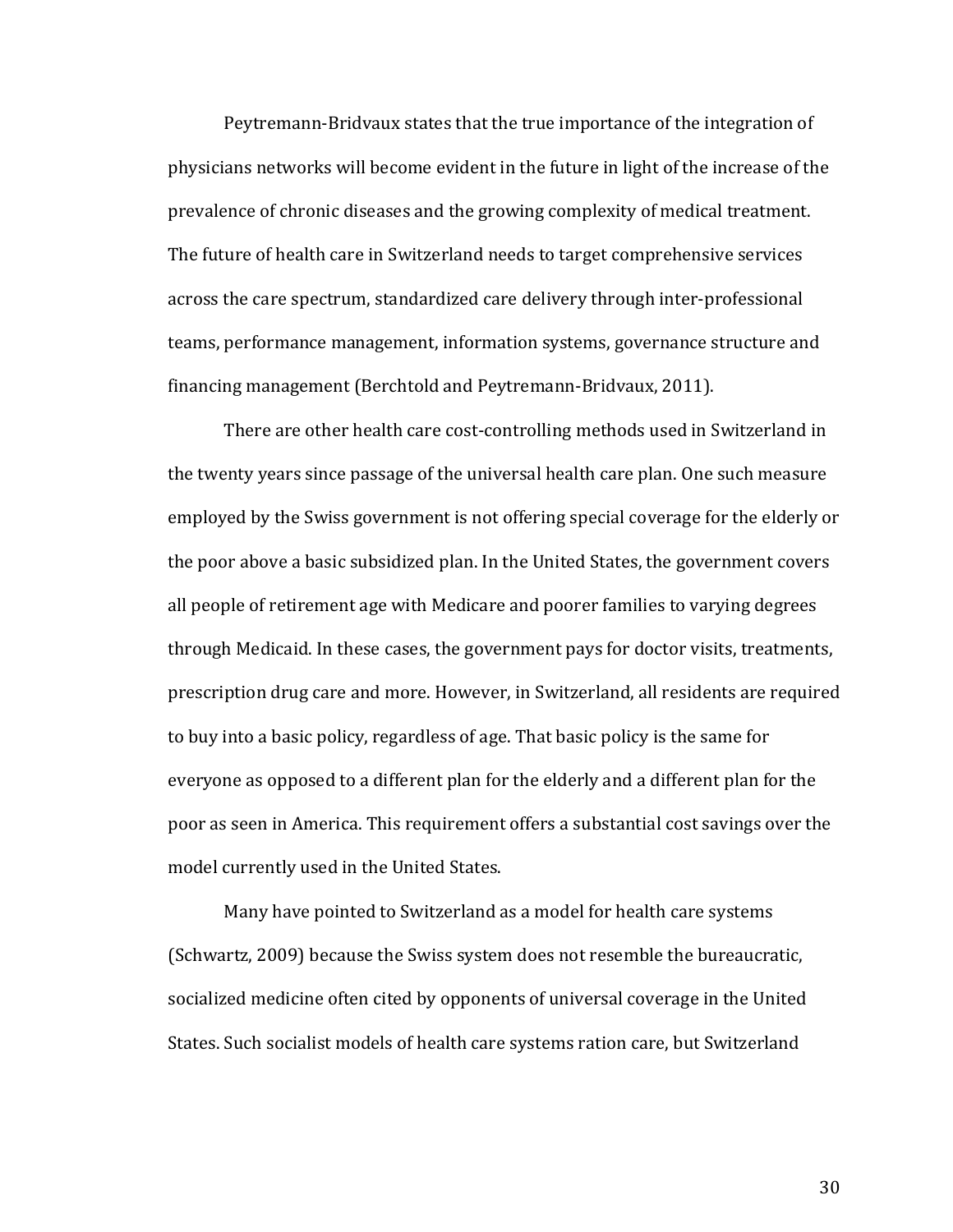Peytremann-Bridvaux states that the true importance of the integration of physicians networks will become evident in the future in light of the increase of the prevalence of chronic diseases and the growing complexity of medical treatment. The future of health care in Switzerland needs to target comprehensive services across the care spectrum, standardized care delivery through inter-professional teams, performance management, information systems, governance structure and financing management (Berchtold and Peytremann-Bridvaux, 2011).

There are other health care cost-controlling methods used in Switzerland in the twenty years since passage of the universal health care plan. One such measure employed by the Swiss government is not offering special coverage for the elderly or the poor above a basic subsidized plan. In the United States, the government covers all people of retirement age with Medicare and poorer families to varying degrees through Medicaid. In these cases, the government pays for doctor visits, treatments, prescription drug care and more. However, in Switzerland, all residents are required to buy into a basic policy, regardless of age. That basic policy is the same for everyone as opposed to a different plan for the elderly and a different plan for the poor as seen in America. This requirement offers a substantial cost savings over the model currently used in the United States.

Many have pointed to Switzerland as a model for health care systems (Schwartz, 2009) because the Swiss system does not resemble the bureaucratic, socialized medicine often cited by opponents of universal coverage in the United States. Such socialist models of health care systems ration care, but Switzerland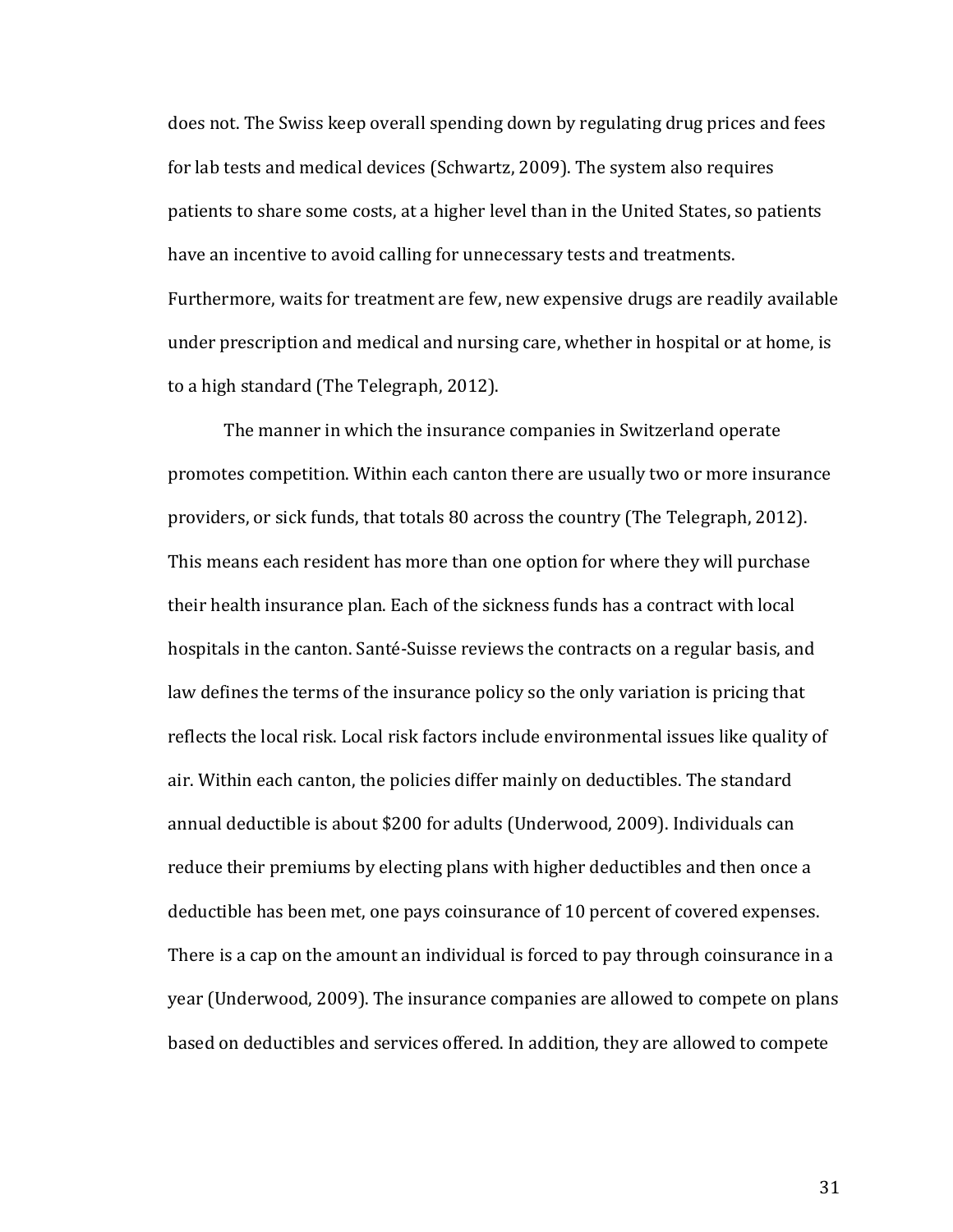does not. The Swiss keep overall spending down by regulating drug prices and fees for lab tests and medical devices (Schwartz, 2009). The system also requires patients to share some costs, at a higher level than in the United States, so patients have an incentive to avoid calling for unnecessary tests and treatments. Furthermore, waits for treatment are few, new expensive drugs are readily available under prescription and medical and nursing care, whether in hospital or at home, is to a high standard (The Telegraph, 2012).

The manner in which the insurance companies in Switzerland operate promotes competition. Within each canton there are usually two or more insurance providers, or sick funds, that totals 80 across the country (The Telegraph, 2012). This means each resident has more than one option for where they will purchase their health insurance plan. Each of the sickness funds has a contract with local hospitals in the canton. Santé-Suisse reviews the contracts on a regular basis, and law defines the terms of the insurance policy so the only variation is pricing that reflects the local risk. Local risk factors include environmental issues like quality of air. Within each canton, the policies differ mainly on deductibles. The standard annual deductible is about $200 for adults (Underwood, 2009). Individuals can reduce their premiums by electing plans with higher deductibles and then once a deductible has been met, one pays coinsurance of 10 percent of covered expenses. There is a cap on the amount an individual is forced to pay through coinsurance in a year (Underwood, 2009). The insurance companies are allowed to compete on plans based on deductibles and services offered. In addition, they are allowed to compete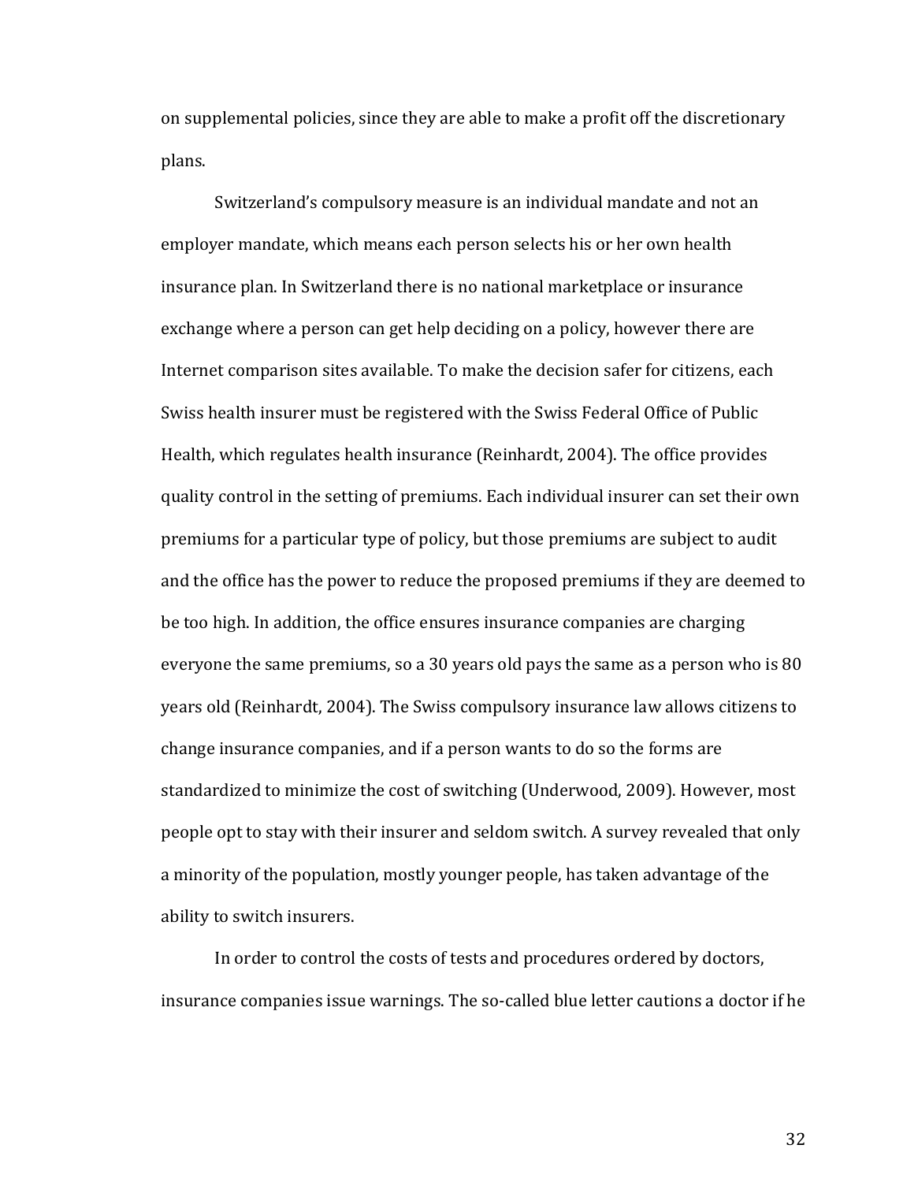on supplemental policies, since they are able to make a profit off the discretionary plans.

Switzerland's compulsory measure is an individual mandate and not an employer mandate, which means each person selects his or her own health insurance plan. In Switzerland there is no national marketplace or insurance exchange where a person can get help deciding on a policy, however there are Internet comparison sites available. To make the decision safer for citizens, each Swiss health insurer must be registered with the Swiss Federal Office of Public Health, which regulates health insurance (Reinhardt, 2004). The office provides quality control in the setting of premiums. Each individual insurer can set their own premiums for a particular type of policy, but those premiums are subject to audit and the office has the power to reduce the proposed premiums if they are deemed to be too high. In addition, the office ensures insurance companies are charging everyone the same premiums, so a 30 years old pays the same as a person who is 80 years old (Reinhardt, 2004). The Swiss compulsory insurance law allows citizens to change insurance companies, and if a person wants to do so the forms are standardized to minimize the cost of switching (Underwood, 2009). However, most people opt to stay with their insurer and seldom switch. A survey revealed that only a minority of the population, mostly younger people, has taken advantage of the ability to switch insurers.

In order to control the costs of tests and procedures ordered by doctors, insurance companies issue warnings. The so-called blue letter cautions a doctor if he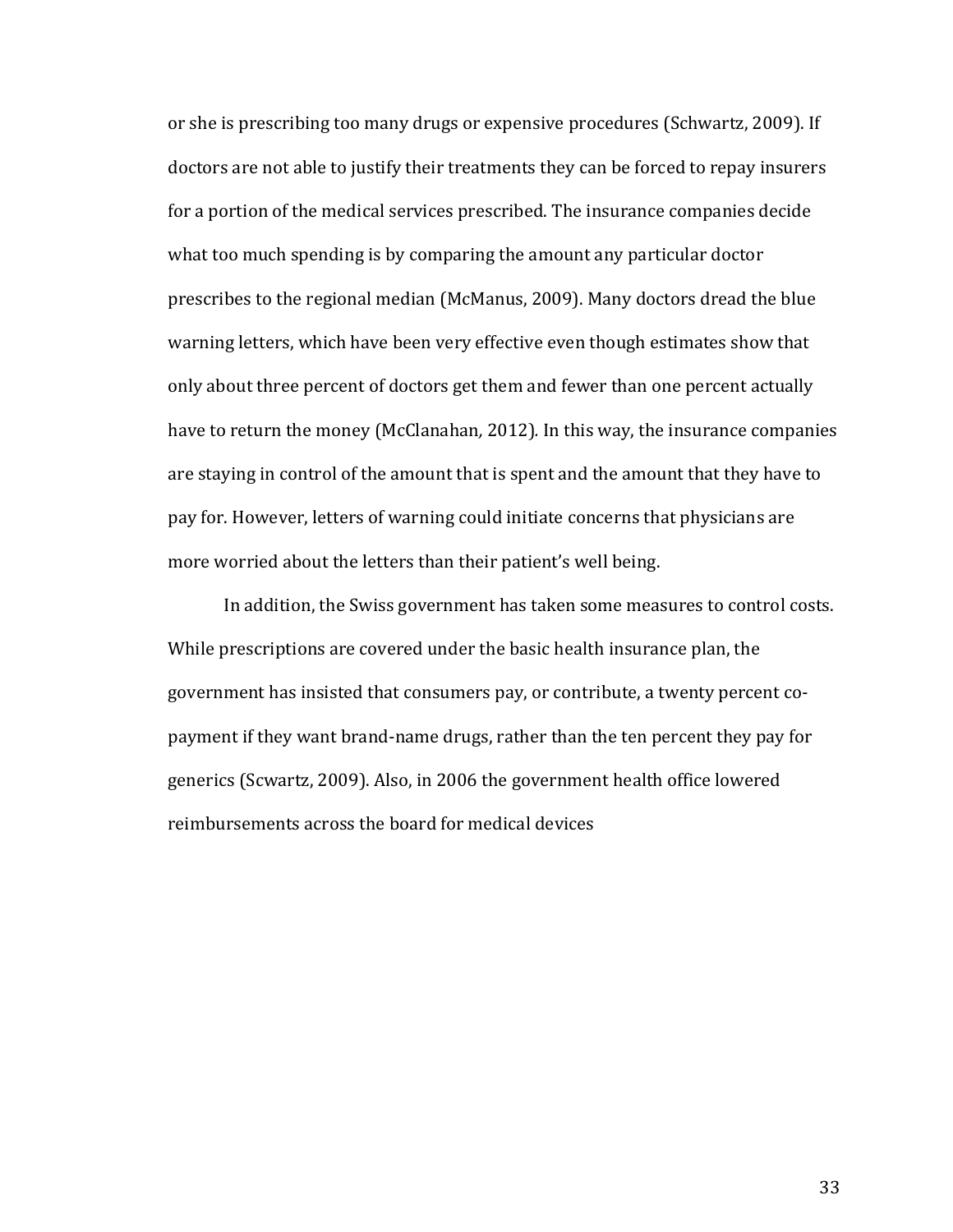or she is prescribing too many drugs or expensive procedures (Schwartz, 2009). If doctors are not able to justify their treatments they can be forced to repay insurers for a portion of the medical services prescribed. The insurance companies decide what too much spending is by comparing the amount any particular doctor prescribes to the regional median (McManus, 2009). Many doctors dread the blue warning letters, which have been very effective even though estimates show that only about three percent of doctors get them and fewer than one percent actually have to return the money (McClanahan, 2012). In this way, the insurance companies are staying in control of the amount that is spent and the amount that they have to pay for. However, letters of warning could initiate concerns that physicians are more worried about the letters than their patient's well being.

In addition, the Swiss government has taken some measures to control costs. While prescriptions are covered under the basic health insurance plan, the government has insisted that consumers pay, or contribute, a twenty percent co-payment if they want brand-name drugs, rather than the ten percent they pay for generics (Scwartz, 2009). Also, in 2006 the government health office lowered reimbursements across the board for medical devices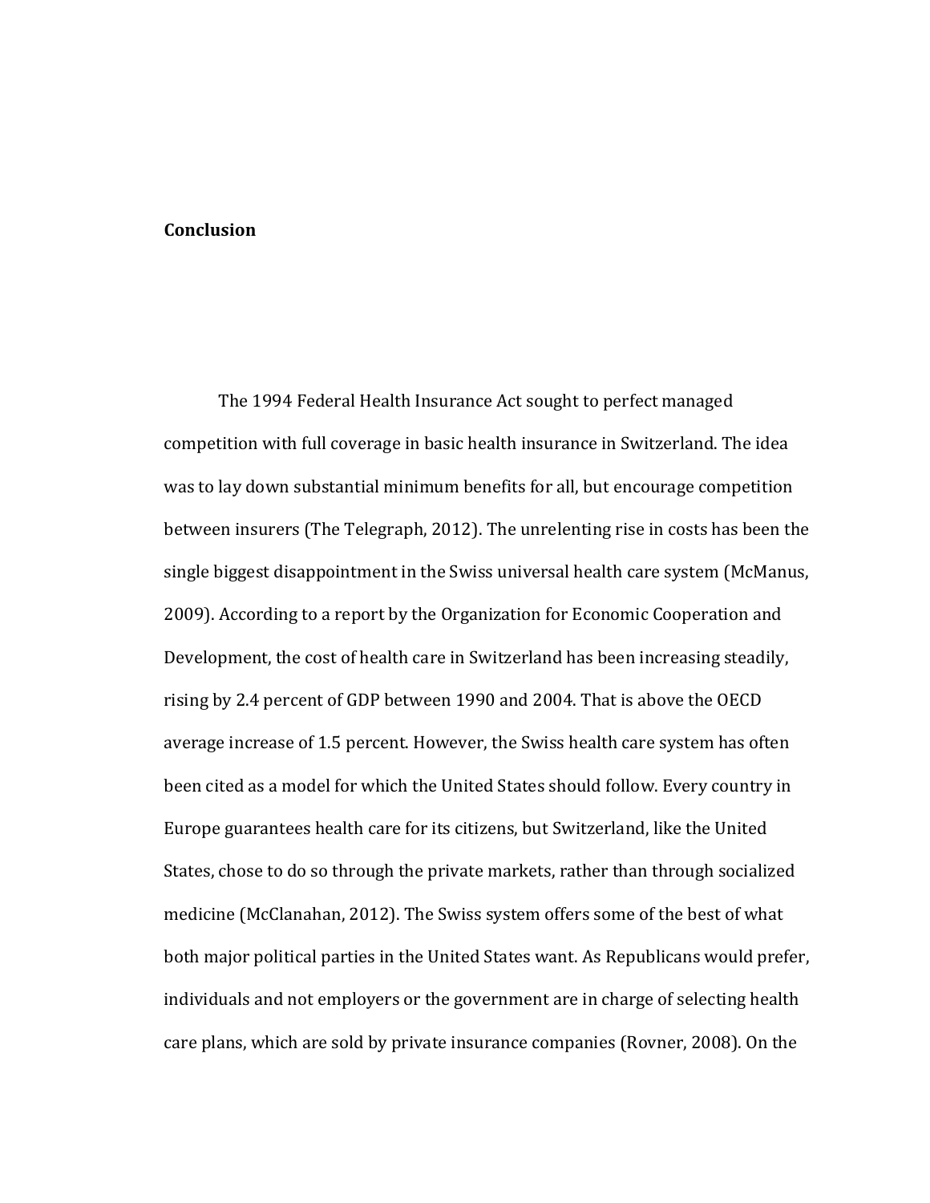**Conclusion**

The 1994 Federal Health Insurance Act sought to perfect managed competition with full coverage in basic health insurance in Switzerland. The idea was to lay down substantial minimum benefits for all, but encourage competition between insurers (The Telegraph, 2012). The unrelenting rise in costs has been the single biggest disappointment in the Swiss universal health care system (McManus, 2009). According to a report by the Organization for Economic Cooperation and Development, the cost of health care in Switzerland has been increasing steadily, rising by 2.4 percent of GDP between 1990 and 2004. That is above the OECD average increase of 1.5 percent. However, the Swiss health care system has often been cited as a model for which the United States should follow. Every country in Europe guarantees health care for its citizens, but Switzerland, like the United States, chose to do so through the private markets, rather than through socialized medicine (McClanahan, 2012). The Swiss system offers some of the best of what both major political parties in the United States want. As Republicans would prefer, individuals and not employers or the government are in charge of selecting health care plans, which are sold by private insurance companies (Rovner, 2008). On the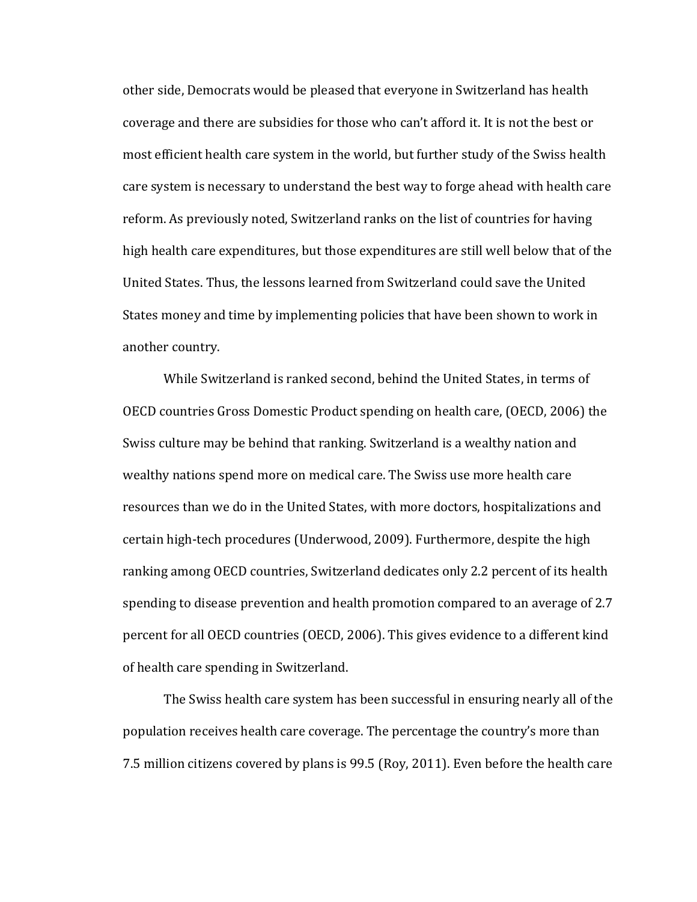other side, Democrats would be pleased that everyone in Switzerland has health coverage and there are subsidies for those who can't afford it. It is not the best or most efficient health care system in the world, but further study of the Swiss health care system is necessary to understand the best way to forge ahead with health care reform. As previously noted, Switzerland ranks on the list of countries for having high health care expenditures, but those expenditures are still well below that of the United States. Thus, the lessons learned from Switzerland could save the United States money and time by implementing policies that have been shown to work in another country.

While Switzerland is ranked second, behind the United States, in terms of OECD countries Gross Domestic Product spending on health care, (OECD, 2006) the Swiss culture may be behind that ranking. Switzerland is a wealthy nation and wealthy nations spend more on medical care. The Swiss use more health care resources than we do in the United States, with more doctors, hospitalizations and certain high-tech procedures (Underwood, 2009). Furthermore, despite the high ranking among OECD countries, Switzerland dedicates only 2.2 percent of its health spending to disease prevention and health promotion compared to an average of 2.7 percent for all OECD countries (OECD, 2006). This gives evidence to a different kind of health care spending in Switzerland.

The Swiss health care system has been successful in ensuring nearly all of the population receives health care coverage. The percentage the country's more than 7.5 million citizens covered by plans is 99.5 (Roy, 2011). Even before the health care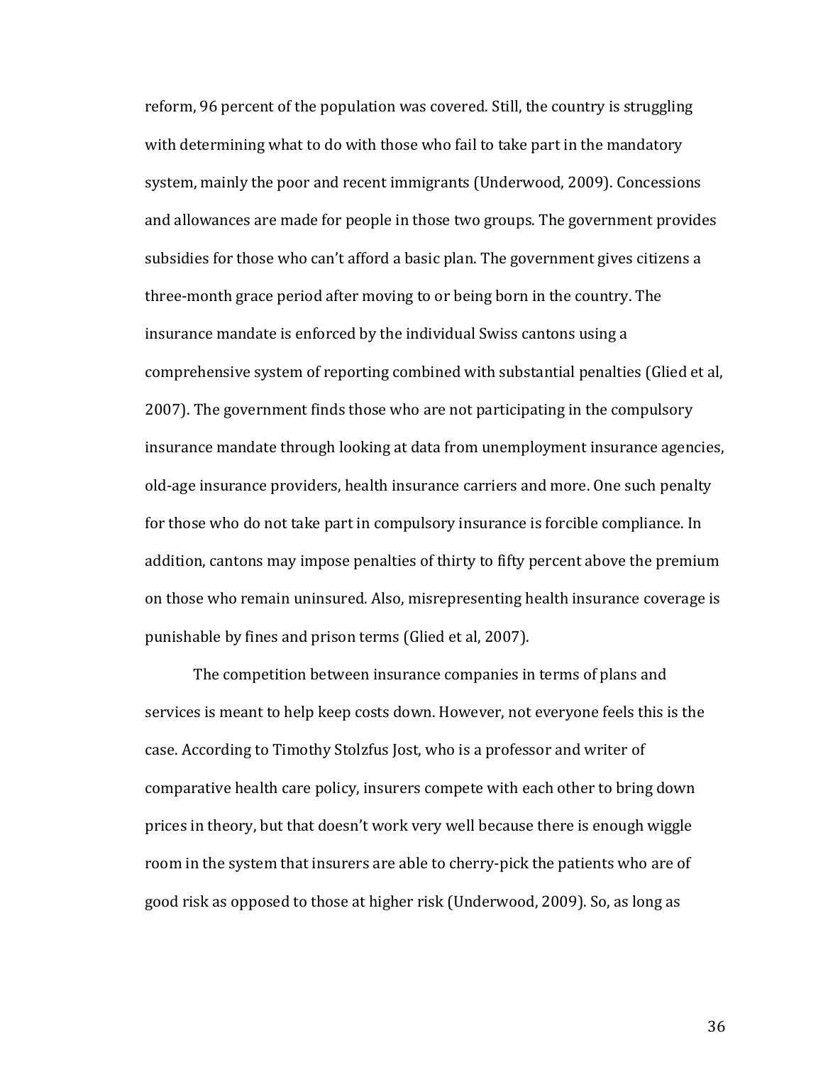reform, 96 percent of the population was covered. Still, the country is struggling with determining what to do with those who fail to take part in the mandatory system, mainly the poor and recent immigrants (Underwood, 2009). Concessions and allowances are made for people in those two groups. The government provides subsidies for those who can't afford a basic plan. The government gives citizens a three-month grace period after moving to or being born in the country. The insurance mandate is enforced by the individual Swiss cantons using a comprehensive system of reporting combined with substantial penalties (Glied et al, 2007). The government finds those who are not participating in the compulsory insurance mandate through looking at data from unemployment insurance agencies, old-age insurance providers, health insurance carriers and more. One such penalty for those who do not take part in compulsory insurance is forcible compliance. In addition, cantons may impose penalties of thirty to fifty percent above the premium on those who remain uninsured. Also, misrepresenting health insurance coverage is punishable by fines and prison terms (Glied et al, 2007).

The competition between insurance companies in terms of plans and services is meant to help keep costs down. However, not everyone feels this is the case. According to Timothy Stolzfus Jost, who is a professor and writer of comparative health care policy, insurers compete with each other to bring down prices in theory, but that doesn't work very well because there is enough wiggle room in the system that insurers are able to cherry-pick the patients who are of good risk as opposed to those at higher risk (Underwood, 2009). So, as long as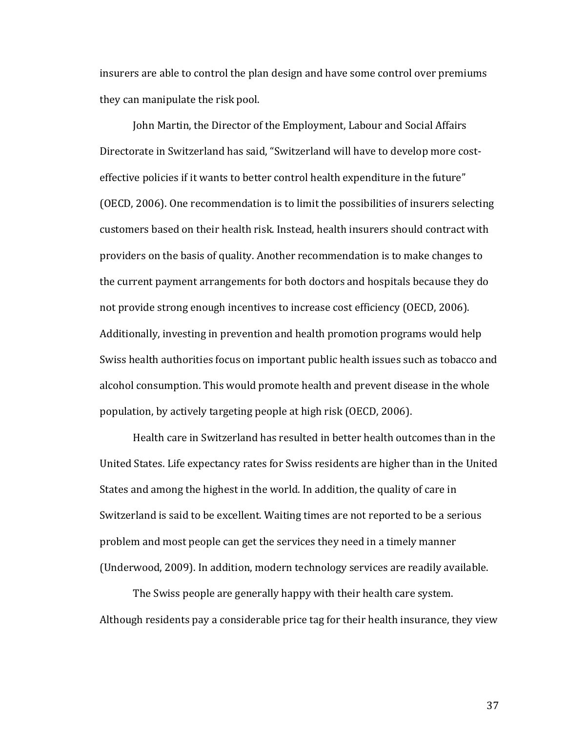insurers are able to control the plan design and have some control over premiums they can manipulate the risk pool.

John Martin, the Director of the Employment, Labour and Social Affairs Directorate in Switzerland has said, "Switzerland will have to develop more cost-effective policies if it wants to better control health expenditure in the future" (OECD, 2006). One recommendation is to limit the possibilities of insurers selecting customers based on their health risk. Instead, health insurers should contract with providers on the basis of quality. Another recommendation is to make changes to the current payment arrangements for both doctors and hospitals because they do not provide strong enough incentives to increase cost efficiency (OECD, 2006). Additionally, investing in prevention and health promotion programs would help Swiss health authorities focus on important public health issues such as tobacco and alcohol consumption. This would promote health and prevent disease in the whole population, by actively targeting people at high risk (OECD, 2006).

Health care in Switzerland has resulted in better health outcomes than in the United States. Life expectancy rates for Swiss residents are higher than in the United States and among the highest in the world. In addition, the quality of care in Switzerland is said to be excellent. Waiting times are not reported to be a serious problem and most people can get the services they need in a timely manner (Underwood, 2009). In addition, modern technology services are readily available.

The Swiss people are generally happy with their health care system. Although residents pay a considerable price tag for their health insurance, they view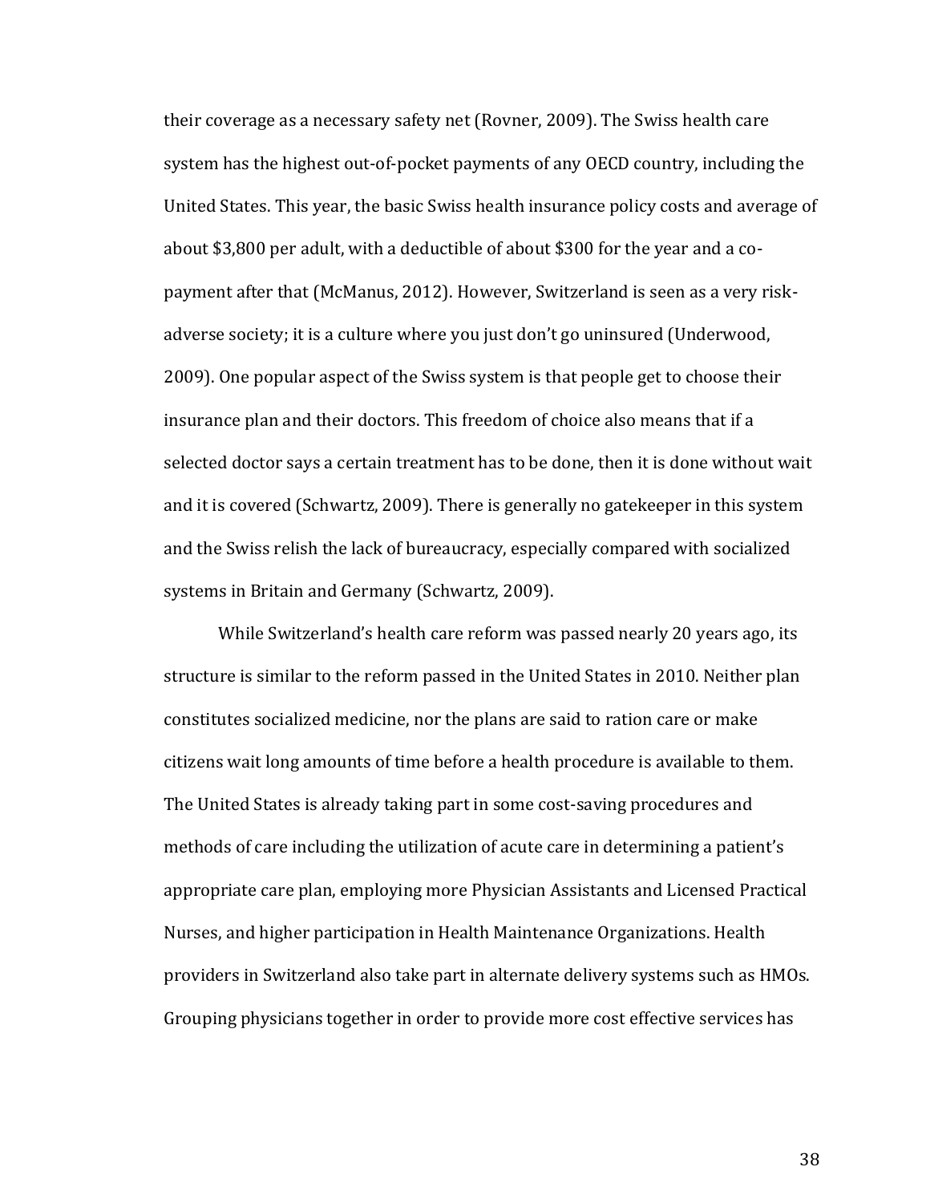their coverage as a necessary safety net (Rovner, 2009). The Swiss health care system has the highest out-of-pocket payments of any OECD country, including the United States. This year, the basic Swiss health insurance policy costs and average of about $3,800 per adult, with a deductible of about $300 for the year and a co-payment after that (McManus, 2012). However, Switzerland is seen as a very risk-adverse society; it is a culture where you just don't go uninsured (Underwood, 2009). One popular aspect of the Swiss system is that people get to choose their insurance plan and their doctors. This freedom of choice also means that if a selected doctor says a certain treatment has to be done, then it is done without wait and it is covered (Schwartz, 2009). There is generally no gatekeeper in this system and the Swiss relish the lack of bureaucracy, especially compared with socialized systems in Britain and Germany (Schwartz, 2009).

While Switzerland's health care reform was passed nearly 20 years ago, its structure is similar to the reform passed in the United States in 2010. Neither plan constitutes socialized medicine, nor the plans are said to ration care or make citizens wait long amounts of time before a health procedure is available to them. The United States is already taking part in some cost-saving procedures and methods of care including the utilization of acute care in determining a patient's appropriate care plan, employing more Physician Assistants and Licensed Practical Nurses, and higher participation in Health Maintenance Organizations. Health providers in Switzerland also take part in alternate delivery systems such as HMOs. Grouping physicians together in order to provide more cost effective services has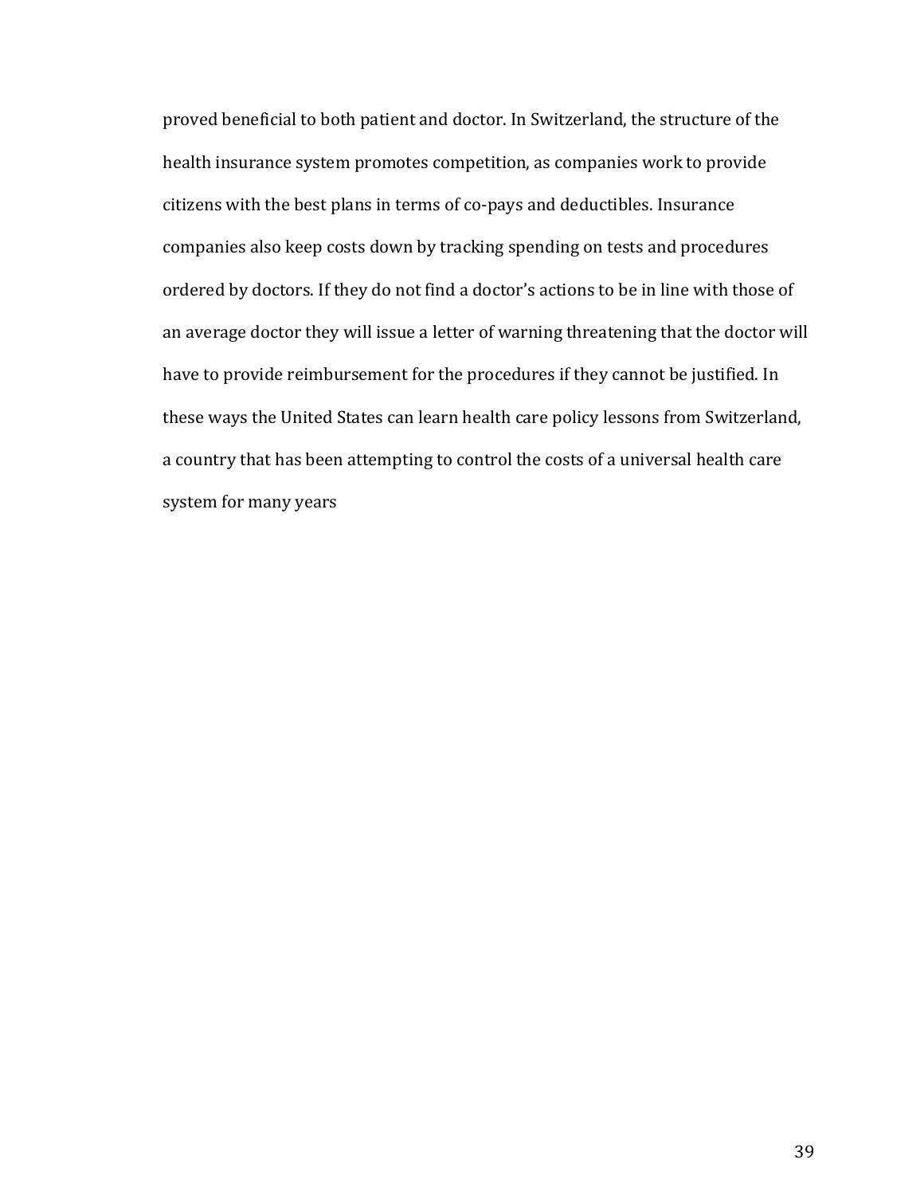proved beneficial to both patient and doctor. In Switzerland, the structure of the health insurance system promotes competition, as companies work to provide citizens with the best plans in terms of co-pays and deductibles. Insurance companies also keep costs down by tracking spending on tests and procedures ordered by doctors. If they do not find a doctor's actions to be in line with those of an average doctor they will issue a letter of warning threatening that the doctor will have to provide reimbursement for the procedures if they cannot be justified. In these ways the United States can learn health care policy lessons from Switzerland, a country that has been attempting to control the costs of a universal health care system for many years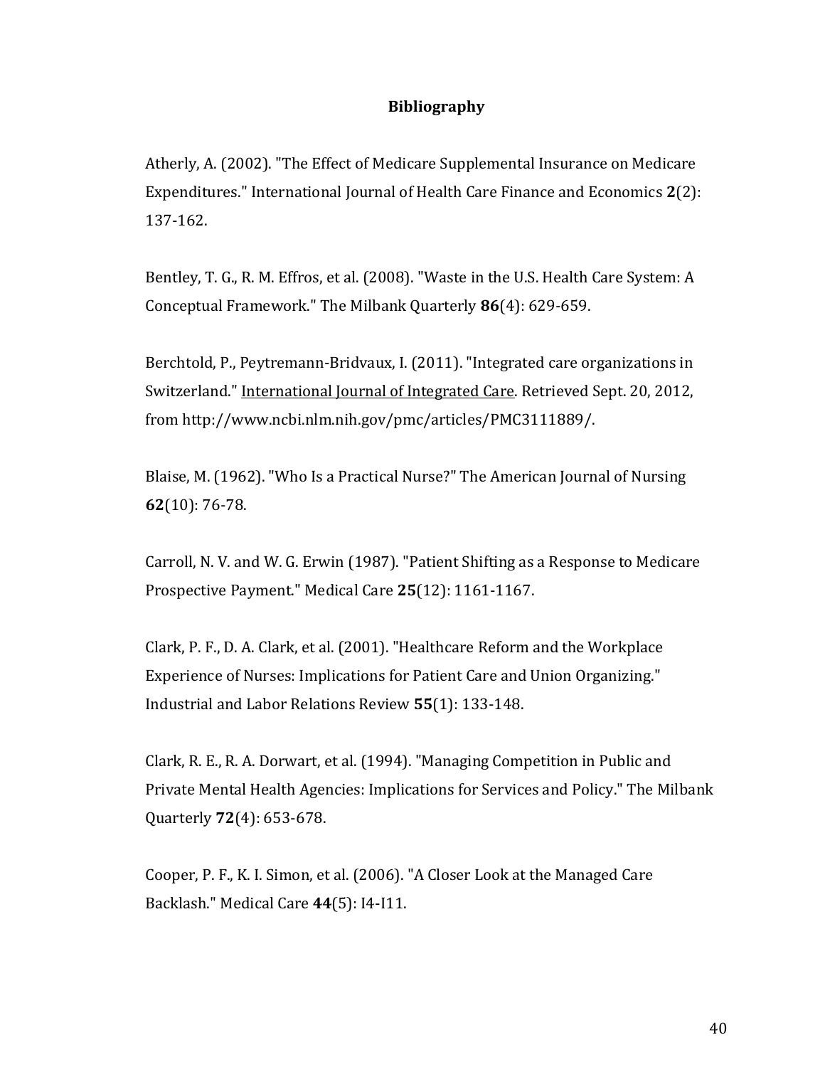# Bibliography

Atherly, A. (2002). "The Effect of Medicare Supplemental Insurance on Medicare Expenditures." International Journal of Health Care Finance and Economics **2**(2): 137-162.

Bentley, T. G., R. M. Effros, et al. (2008). "Waste in the U.S. Health Care System: A Conceptual Framework." The Milbank Quarterly **86**(4): 629-659.

Berchtold, P., Peytremann-Bridvaux, I. (2011). "Integrated care organizations in Switzerland." International Journal of Integrated Care. Retrieved Sept. 20, 2012, from http://www.ncbi.nlm.nih.gov/pmc/articles/PMC3111889/.

Blaise, M. (1962). "Who Is a Practical Nurse?" The American Journal of Nursing **62**(10): 76-78.

Carroll, N. V. and W. G. Erwin (1987). "Patient Shifting as a Response to Medicare Prospective Payment." Medical Care **25**(12): 1161-1167.

Clark, P. F., D. A. Clark, et al. (2001). "Healthcare Reform and the Workplace Experience of Nurses: Implications for Patient Care and Union Organizing." Industrial and Labor Relations Review **55**(1): 133-148.

Clark, R. E., R. A. Dorwart, et al. (1994). "Managing Competition in Public and Private Mental Health Agencies: Implications for Services and Policy." The Milbank Quarterly **72**(4): 653-678.

Cooper, P. F., K. I. Simon, et al. (2006). "A Closer Look at the Managed Care Backlash." Medical Care **44**(5): I4-I11.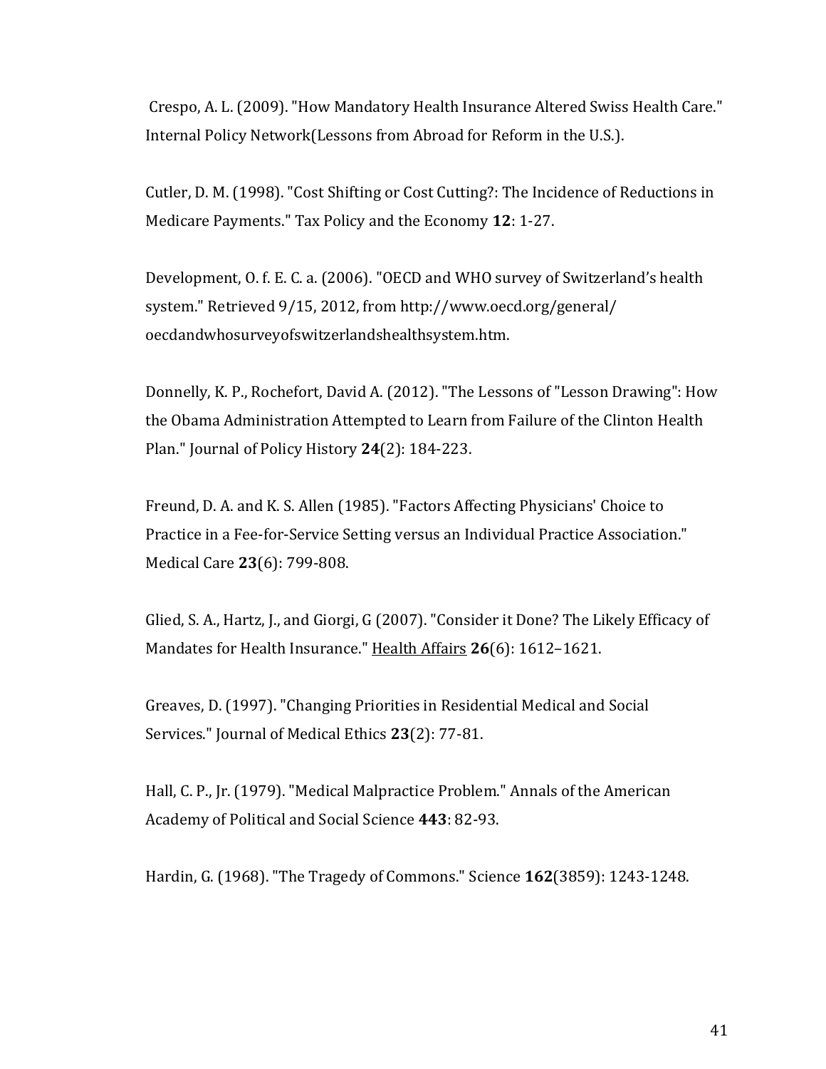Crespo, A. L. (2009). "How Mandatory Health Insurance Altered Swiss Health Care." Internal Policy Network(Lessons from Abroad for Reform in the U.S.).

Cutler, D. M. (1998). "Cost Shifting or Cost Cutting?: The Incidence of Reductions in Medicare Payments." Tax Policy and the Economy **12**: 1-27.

Development, O. f. E. C. a. (2006). "OECD and WHO survey of Switzerland's health system." Retrieved 9/15, 2012, from http://www.oecd.org/general/oecdandwhosurveyofswitzerlandshealthsystem.htm.

Donnelly, K. P., Rochefort, David A. (2012). "The Lessons of "Lesson Drawing": How the Obama Administration Attempted to Learn from Failure of the Clinton Health Plan." Journal of Policy History **24**(2): 184-223.

Freund, D. A. and K. S. Allen (1985). "Factors Affecting Physicians' Choice to Practice in a Fee-for-Service Setting versus an Individual Practice Association." Medical Care **23**(6): 799-808.

Glied, S. A., Hartz, J., and Giorgi, G (2007). "Consider it Done? The Likely Efficacy of Mandates for Health Insurance." <u>Health Affairs</u> **26**(6): 1612–1621.

Greaves, D. (1997). "Changing Priorities in Residential Medical and Social Services." Journal of Medical Ethics **23**(2): 77-81.

Hall, C. P., Jr. (1979). "Medical Malpractice Problem." Annals of the American Academy of Political and Social Science **443**: 82-93.

Hardin, G. (1968). "The Tragedy of Commons." Science **162**(3859): 1243-1248.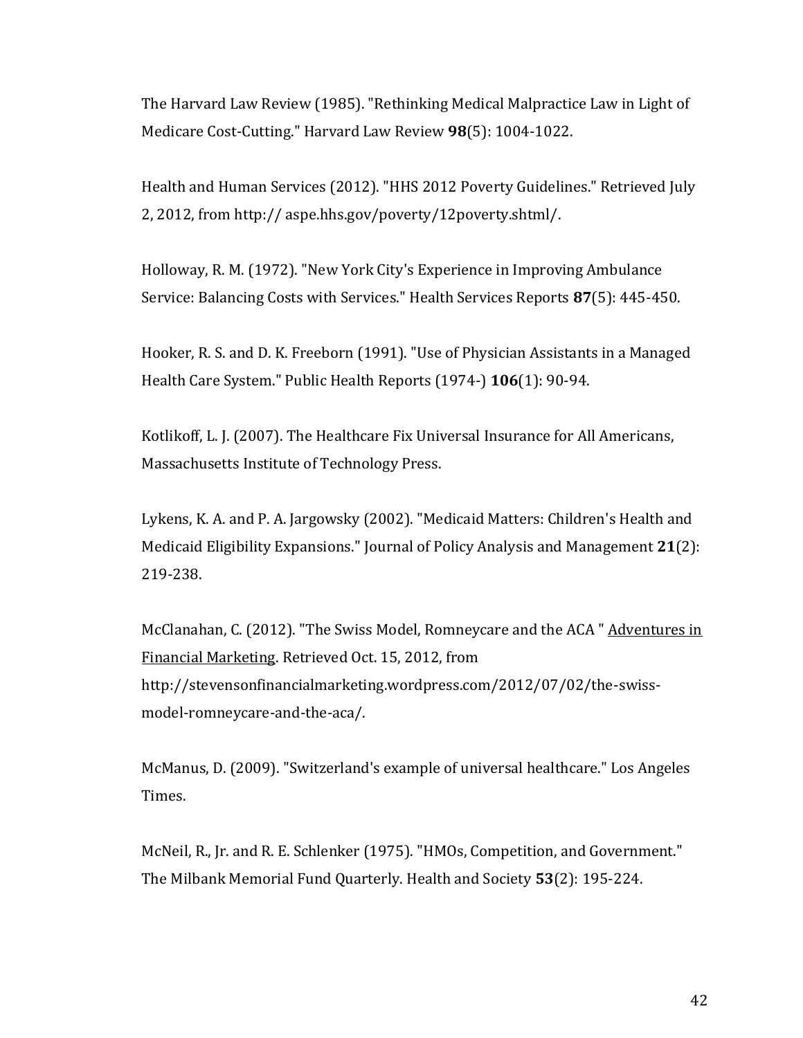The Harvard Law Review (1985). "Rethinking Medical Malpractice Law in Light of Medicare Cost-Cutting." Harvard Law Review **98**(5): 1004-1022.

Health and Human Services (2012). "HHS 2012 Poverty Guidelines." Retrieved July 2, 2012, from http:// aspe.hhs.gov/poverty/12poverty.shtml/.

Holloway, R. M. (1972). "New York City's Experience in Improving Ambulance Service: Balancing Costs with Services." Health Services Reports **87**(5): 445-450.

Hooker, R. S. and D. K. Freeborn (1991). "Use of Physician Assistants in a Managed Health Care System." Public Health Reports (1974-) **106**(1): 90-94.

Kotlikoff, L. J. (2007). The Healthcare Fix Universal Insurance for All Americans, Massachusetts Institute of Technology Press.

Lykens, K. A. and P. A. Jargowsky (2002). "Medicaid Matters: Children's Health and Medicaid Eligibility Expansions." Journal of Policy Analysis and Management **21**(2): 219-238.

McClanahan, C. (2012). "The Swiss Model, Romneycare and the ACA " <u>Adventures in Financial Marketing</u>. Retrieved Oct. 15, 2012, from http://stevensonfinancialmarketing.wordpress.com/2012/07/02/the-swiss-model-romneycare-and-the-aca/.

McManus, D. (2009). "Switzerland's example of universal healthcare." Los Angeles Times.

McNeil, R., Jr. and R. E. Schlenker (1975). "HMOs, Competition, and Government." The Milbank Memorial Fund Quarterly. Health and Society **53**(2): 195-224.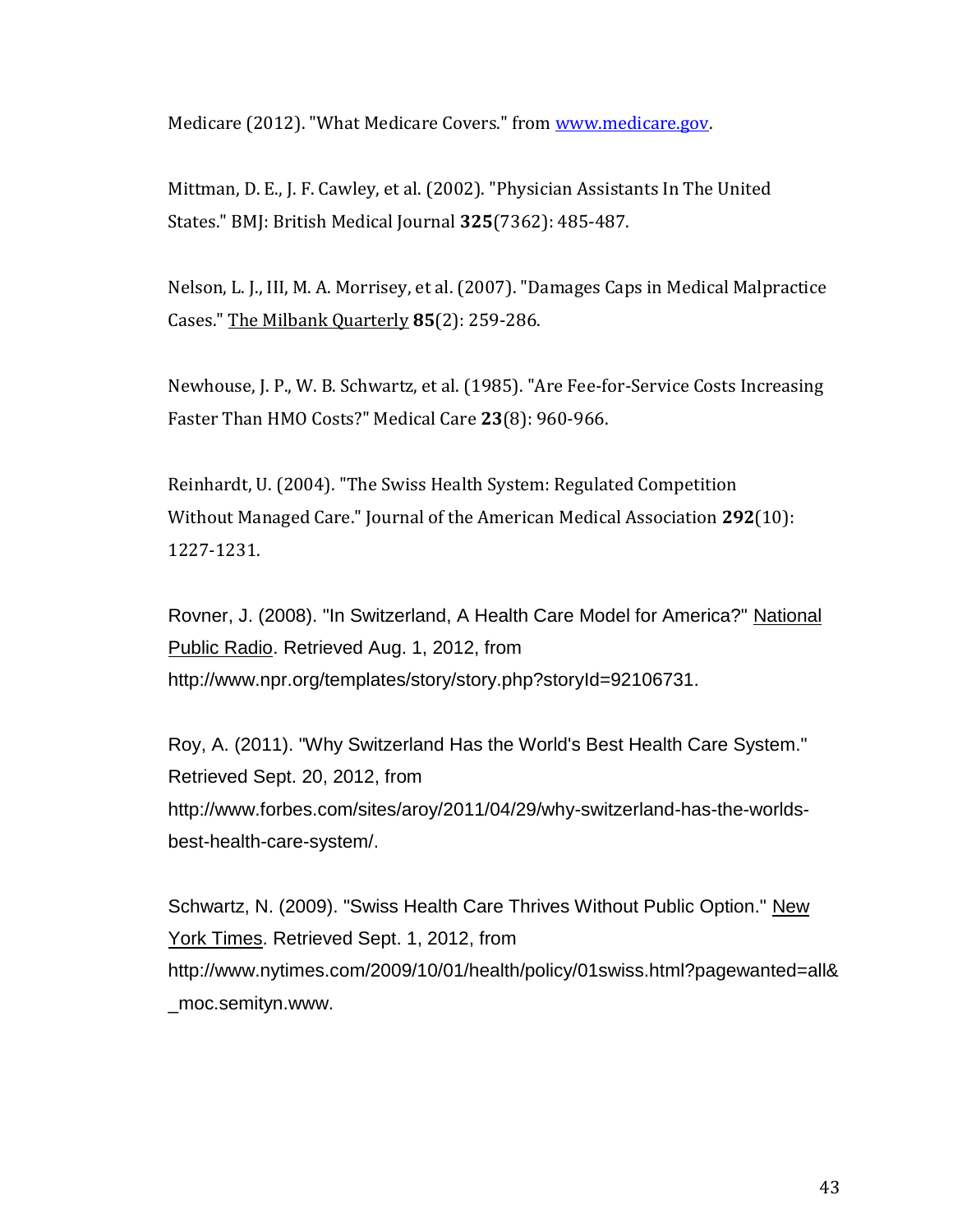Medicare (2012). "What Medicare Covers." from www.medicare.gov.

Mittman, D. E., J. F. Cawley, et al. (2002). "Physician Assistants In The United States." BMJ: British Medical Journal **325**(7362): 485-487.

Nelson, L. J., III, M. A. Morrisey, et al. (2007). "Damages Caps in Medical Malpractice Cases." The Milbank Quarterly **85**(2): 259-286.

Newhouse, J. P., W. B. Schwartz, et al. (1985). "Are Fee-for-Service Costs Increasing Faster Than HMO Costs?" Medical Care **23**(8): 960-966.

Reinhardt, U. (2004). "The Swiss Health System: Regulated Competition Without Managed Care." Journal of the American Medical Association **292**(10): 1227-1231.

Rovner, J. (2008). "In Switzerland, A Health Care Model for America?" National Public Radio. Retrieved Aug. 1, 2012, from http://www.npr.org/templates/story/story.php?storyId=92106731.

Roy, A. (2011). "Why Switzerland Has the World's Best Health Care System." Retrieved Sept. 20, 2012, from http://www.forbes.com/sites/aroy/2011/04/29/why-switzerland-has-the-worlds-best-health-care-system/.

Schwartz, N. (2009). "Swiss Health Care Thrives Without Public Option." New York Times. Retrieved Sept. 1, 2012, from http://www.nytimes.com/2009/10/01/health/policy/01swiss.html?pagewanted=all&_moc.semityn.www.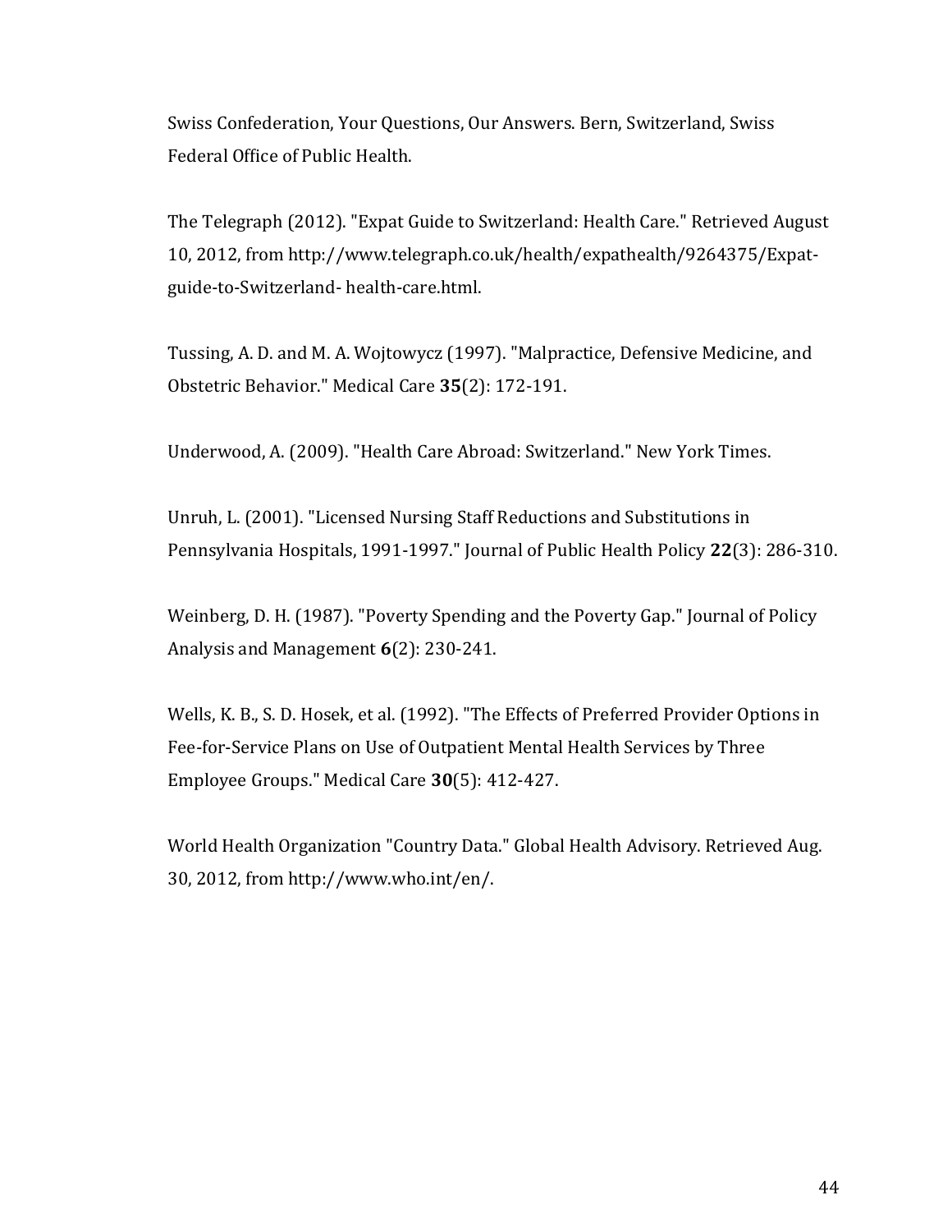Swiss Confederation, Your Questions, Our Answers. Bern, Switzerland, Swiss Federal Office of Public Health.

The Telegraph (2012). "Expat Guide to Switzerland: Health Care." Retrieved August 10, 2012, from http://www.telegraph.co.uk/health/expathealth/9264375/Expat-guide-to-Switzerland- health-care.html.

Tussing, A. D. and M. A. Wojtowycz (1997). "Malpractice, Defensive Medicine, and Obstetric Behavior." Medical Care **35**(2): 172-191.

Underwood, A. (2009). "Health Care Abroad: Switzerland." New York Times.

Unruh, L. (2001). "Licensed Nursing Staff Reductions and Substitutions in Pennsylvania Hospitals, 1991-1997." Journal of Public Health Policy **22**(3): 286-310.

Weinberg, D. H. (1987). "Poverty Spending and the Poverty Gap." Journal of Policy Analysis and Management **6**(2): 230-241.

Wells, K. B., S. D. Hosek, et al. (1992). "The Effects of Preferred Provider Options in Fee-for-Service Plans on Use of Outpatient Mental Health Services by Three Employee Groups." Medical Care **30**(5): 412-427.

World Health Organization "Country Data." Global Health Advisory. Retrieved Aug. 30, 2012, from http://www.who.int/en/.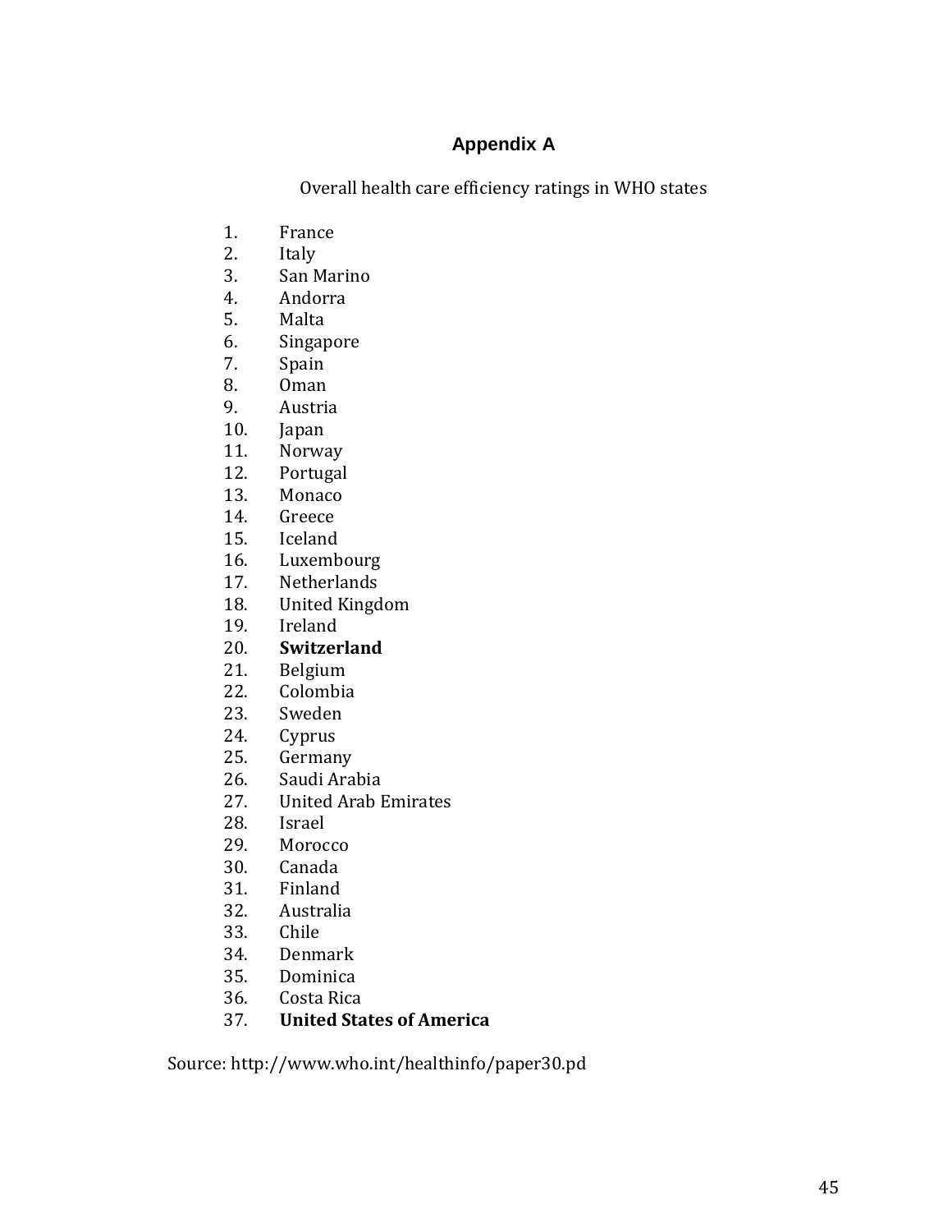## Appendix A

Overall health care efficiency ratings in WHO states

1. France
2. Italy
3. San Marino
4. Andorra
5. Malta
6. Singapore
7. Spain
8. Oman
9. Austria
10. Japan
11. Norway
12. Portugal
13. Monaco
14. Greece
15. Iceland
16. Luxembourg
17. Netherlands
18. United Kingdom
19. Ireland
20. **Switzerland**
21. Belgium
22. Colombia
23. Sweden
24. Cyprus
25. Germany
26. Saudi Arabia
27. United Arab Emirates
28. Israel
29. Morocco
30. Canada
31. Finland
32. Australia
33. Chile
34. Denmark
35. Dominica
36. Costa Rica
37. **United States of America**

Source: http://www.who.int/healthinfo/paper30.pd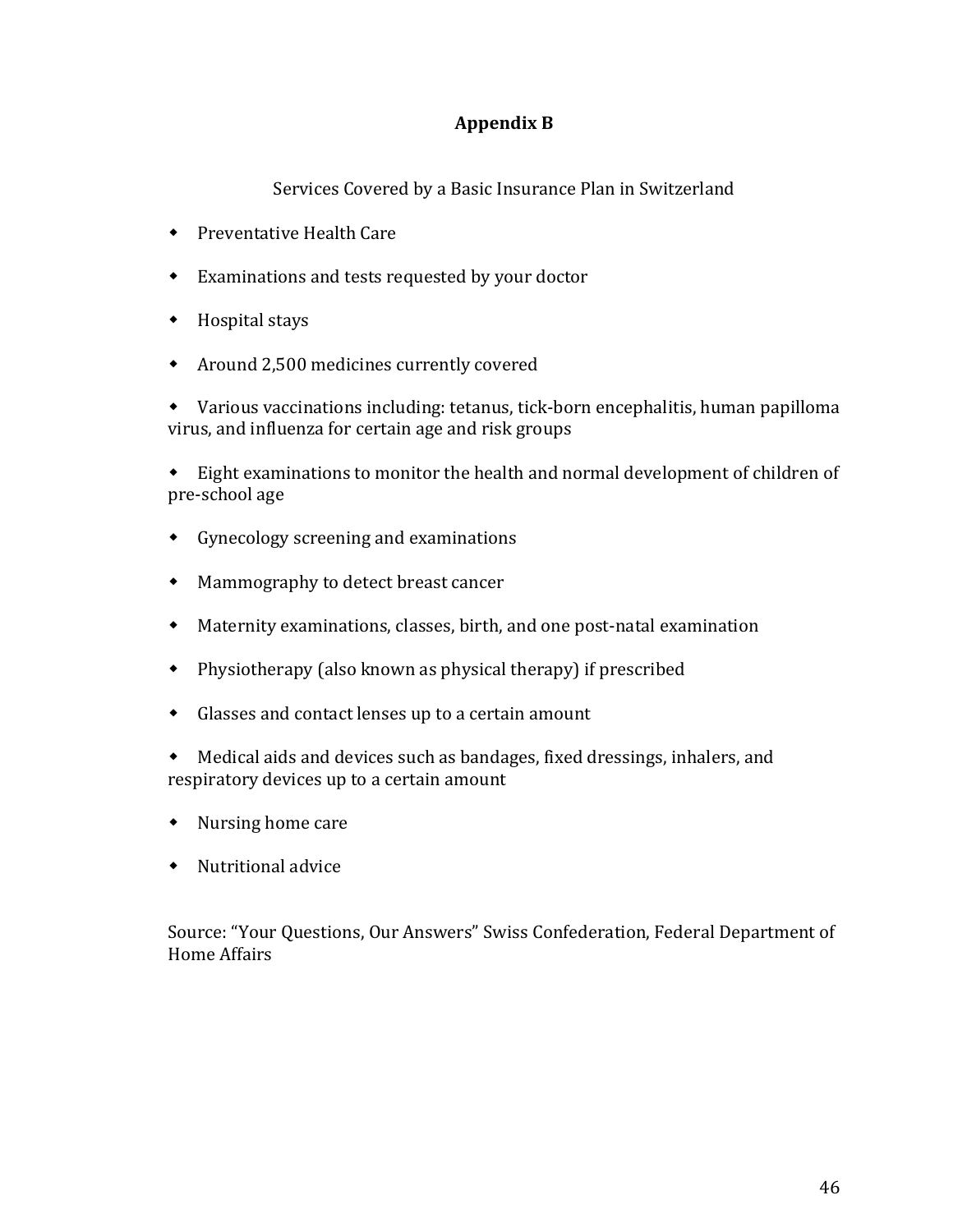# Appendix B

Services Covered by a Basic Insurance Plan in Switzerland

- Preventative Health Care
- Examinations and tests requested by your doctor
- Hospital stays
- Around 2,500 medicines currently covered
- Various vaccinations including: tetanus, tick-born encephalitis, human papilloma virus, and influenza for certain age and risk groups
- Eight examinations to monitor the health and normal development of children of pre-school age
- Gynecology screening and examinations
- Mammography to detect breast cancer
- Maternity examinations, classes, birth, and one post-natal examination
- Physiotherapy (also known as physical therapy) if prescribed
- Glasses and contact lenses up to a certain amount
- Medical aids and devices such as bandages, fixed dressings, inhalers, and respiratory devices up to a certain amount
- Nursing home care
- Nutritional advice

Source: "Your Questions, Our Answers" Swiss Confederation, Federal Department of Home Affairs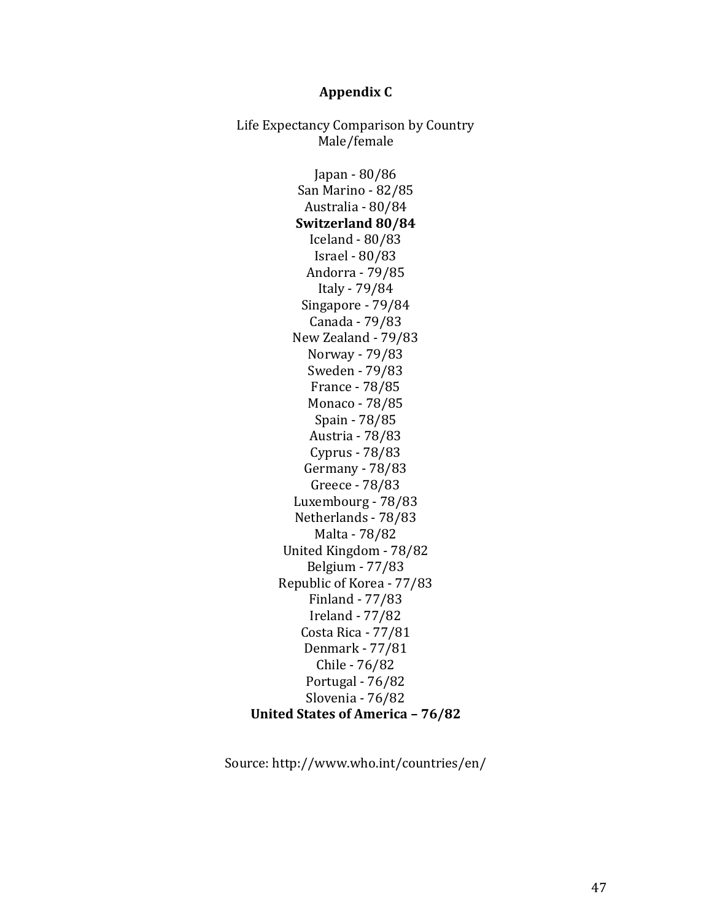## Appendix C

Life Expectancy Comparison by Country
Male/female

Japan - 80/86
San Marino - 82/85
Australia - 80/84
**Switzerland 80/84**
Iceland - 80/83
Israel - 80/83
Andorra - 79/85
Italy - 79/84
Singapore - 79/84
Canada - 79/83
New Zealand - 79/83
Norway - 79/83
Sweden - 79/83
France - 78/85
Monaco - 78/85
Spain - 78/85
Austria - 78/83
Cyprus - 78/83
Germany - 78/83
Greece - 78/83
Luxembourg - 78/83
Netherlands - 78/83
Malta - 78/82
United Kingdom - 78/82
Belgium - 77/83
Republic of Korea - 77/83
Finland - 77/83
Ireland - 77/82
Costa Rica - 77/81
Denmark - 77/81
Chile - 76/82
Portugal - 76/82
Slovenia - 76/82
**United States of America – 76/82**

Source: http://www.who.int/countries/en/